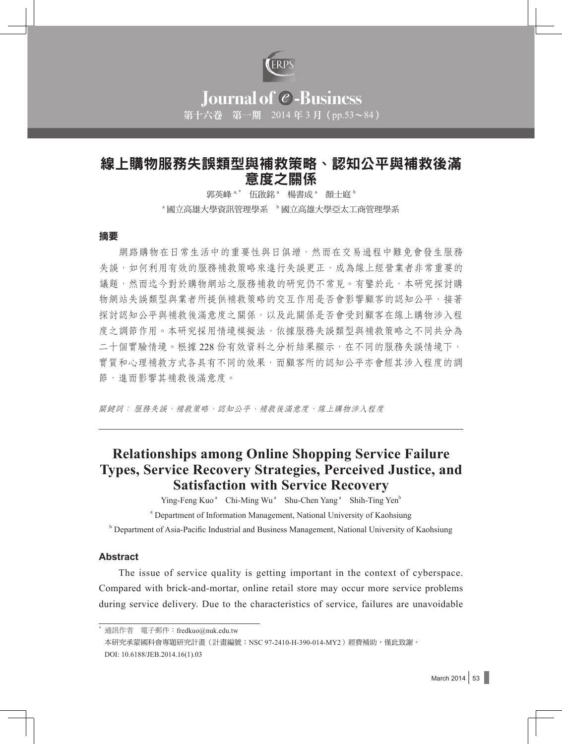# 線上購物服務失誤類型與補救策略、認知公平與補救後滿意度之關係

郭英峰[a,*] 伍啟銘[a] 楊書成[a] 顏士庭[b]

[a] 國立高雄大學資訊管理學系 [b] 國立高雄大學亞太工商管理學系

## 摘要

網路購物在日常生活中的重要性與日俱增，然而在交易過程中難免會發生服務失誤，如何利用有效的服務補救策略來進行失誤更正，成為線上經營業者非常重要的議題，然而迄今對於購物網站之服務補救的研究仍不常見。有鑒於此，本研究探討購物網站失誤類型與業者所提供補救策略的交互作用是否會影響顧客的認知公平，接著探討認知公平與補救後滿意度之關係，以及此關係是否會受到顧客在線上購物涉入程度之調節作用。本研究採用情境模擬法，依據服務失誤類型與補救策略之不同共分為二十個實驗情境。根據 228 份有效資料之分析結果顯示，在不同的服務失誤情境下，實質和心理補救方式各具有不同的效果，而顧客所的認知公平亦會經其涉入程度的調節，進而影響其補救後滿意度。

*關鍵詞：服務失誤、補救策略、認知公平、補救後滿意度、線上購物涉入程度*

---

# Relationships among Online Shopping Service Failure Types, Service Recovery Strategies, Perceived Justice, and Satisfaction with Service Recovery

Ying-Feng Kuo[a] Chi-Ming Wu[a] Shu-Chen Yang[a] Shih-Ting Yen[b]

[a] Department of Information Management, National University of Kaohsiung

[b] Department of Asia-Pacific Industrial and Business Management, National University of Kaohsiung

## Abstract

The issue of service quality is getting important in the context of cyberspace. Compared with brick-and-mortar, online retail store may occur more service problems during service delivery. Due to the characteristics of service, failures are unavoidable

---

[*] 通訊作者 電子郵件：fredkuo@nuk.edu.tw

本研究承蒙國科會專題研究計畫（計畫編號：NSC 97-2410-H-390-014-MY2）經費補助，僅此致謝。

DOI: 10.6188/JEB.2014.16(1).03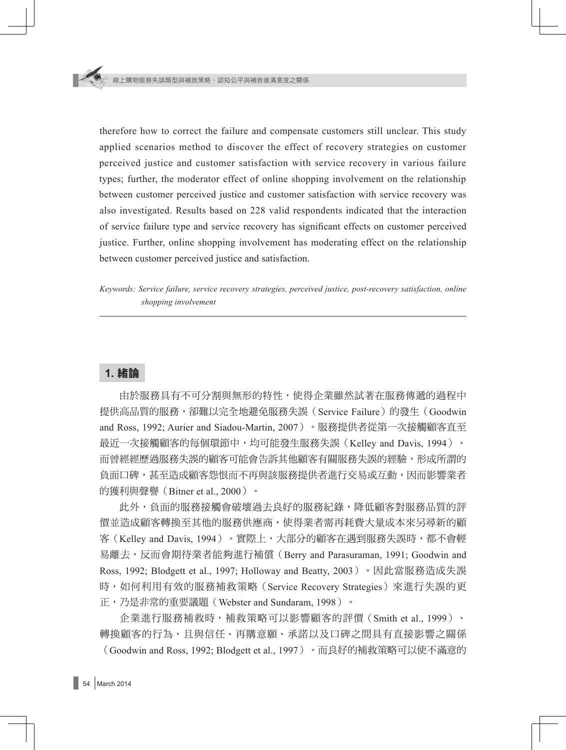therefore how to correct the failure and compensate customers still unclear. This study applied scenarios method to discover the effect of recovery strategies on customer perceived justice and customer satisfaction with service recovery in various failure types; further, the moderator effect of online shopping involvement on the relationship between customer perceived justice and customer satisfaction with service recovery was also investigated. Results based on 228 valid respondents indicated that the interaction of service failure type and service recovery has significant effects on customer perceived justice. Further, online shopping involvement has moderating effect on the relationship between customer perceived justice and satisfaction.

*Keywords: Service failure, service recovery strategies, perceived justice, post-recovery satisfaction, online shopping involvement*

## 1. 緒論

由於服務具有不可分割與無形的特性，使得企業雖然試著在服務傳遞的過程中提供高品質的服務，卻難以完全地避免服務失誤（Service Failure）的發生（Goodwin and Ross, 1992; Aurier and Siadou-Martin, 2007）。服務提供者從第一次接觸顧客直至最近一次接觸顧客的每個環節中，均可能發生服務失誤（Kelley and Davis, 1994）。而曾經經歷過服務失誤的顧客可能會告訴其他顧客有關服務失誤的經驗，形成所謂的負面口碑，甚至造成顧客怨恨而不再與該服務提供者進行交易或互動，因而影響業者的獲利與聲譽（Bitner et al., 2000）。

此外，負面的服務接觸會破壞過去良好的服務紀錄，降低顧客對服務品質的評價並造成顧客轉換至其他的服務供應商，使得業者需再耗費大量成本來另尋新的顧客（Kelley and Davis, 1994）。實際上，大部分的顧客在遇到服務失誤時，都不會輕易離去，反而會期待業者能夠進行補償（Berry and Parasuraman, 1991; Goodwin and Ross, 1992; Blodgett et al., 1997; Holloway and Beatty, 2003）。因此當服務造成失誤時，如何利用有效的服務補救策略（Service Recovery Strategies）來進行失誤的更正，乃是非常的重要議題（Webster and Sundaram, 1998）。

企業進行服務補救時，補救策略可以影響顧客的評價（Smith et al., 1999）、轉換顧客的行為，且與信任、再購意願、承諾以及口碑之間具有直接影響之關係（Goodwin and Ross, 1992; Blodgett et al., 1997）。而良好的補救策略可以使不滿意的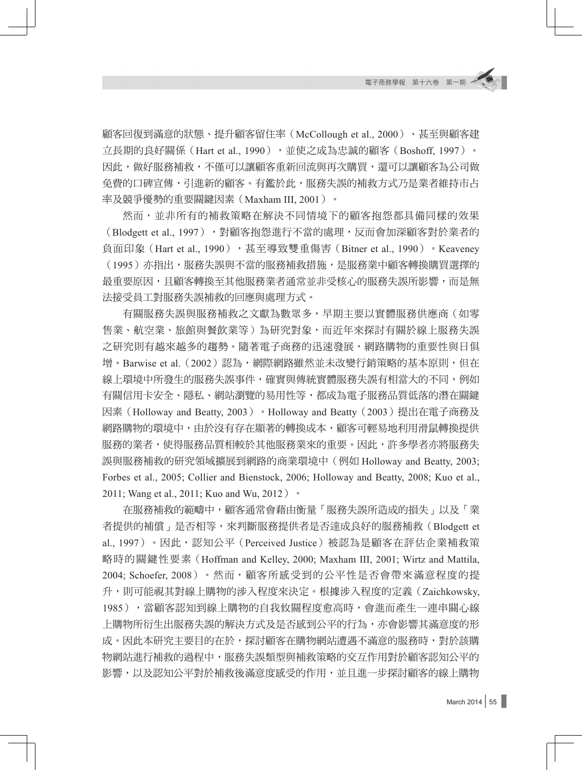顧客回復到滿意的狀態、提升顧客留住率（McCollough et al., 2000）、甚至與顧客建立長期的良好關係（Hart et al., 1990），並使之成為忠誠的顧客（Boshoff, 1997）。因此，做好服務補救，不僅可以讓顧客重新回流與再次購買，還可以讓顧客為公司做免費的口碑宣傳，引進新的顧客。有鑑於此，服務失誤的補救方式乃是業者維持市占率及競爭優勢的重要關鍵因素（Maxham III, 2001）。

然而，並非所有的補救策略在解決不同情境下的顧客抱怨都具備同樣的效果（Blodgett et al., 1997），對顧客抱怨進行不當的處理，反而會加深顧客對於業者的負面印象（Hart et al., 1990），甚至導致雙重傷害（Bitner et al., 1990）。Keaveney（1995）亦指出，服務失誤與不當的服務補救措施，是服務業中顧客轉換購買選擇的最重要原因，且顧客轉換至其他服務業者通常並非受核心的服務失誤所影響，而是無法接受員工對服務失誤補救的回應與處理方式。

有關服務失誤與服務補救之文獻為數眾多，早期主要以實體服務供應商（如零售業、航空業、旅館與餐飲業等）為研究對象，而近年來探討有關於線上服務失誤之研究則有越來越多的趨勢。隨著電子商務的迅速發展，網路購物的重要性與日俱增。Barwise et al.（2002）認為，網際網路雖然並未改變行銷策略的基本原則，但在線上環境中所發生的服務失誤事件，確實與傳統實體服務失誤有相當大的不同，例如有關信用卡安全、隱私、網站瀏覽的易用性等，都成為電子服務品質低落的潛在關鍵因素（Holloway and Beatty, 2003）。Holloway and Beatty（2003）提出在電子商務及網路購物的環境中，由於沒有存在顯著的轉換成本，顧客可輕易地利用滑鼠轉換提供服務的業者，使得服務品質相較於其他服務業來的重要。因此，許多學者亦將服務失誤與服務補救的研究領域擴展到網路的商業環境中（例如 Holloway and Beatty, 2003; Forbes et al., 2005; Collier and Bienstock, 2006; Holloway and Beatty, 2008; Kuo et al., 2011; Wang et al., 2011; Kuo and Wu, 2012）。

在服務補救的範疇中，顧客通常會藉由衡量「服務失誤所造成的損失」以及「業者提供的補償」是否相等，來判斷服務提供者是否達成良好的服務補救（Blodgett et al., 1997）。因此，認知公平（Perceived Justice）被認為是顧客在評估企業補救策略時的關鍵性要素（Hoffman and Kelley, 2000; Maxham III, 2001; Wirtz and Mattila, 2004; Schoefer, 2008）。然而，顧客所感受到的公平性是否會帶來滿意程度的提升，則可能視其對線上購物的涉入程度來決定。根據涉入程度的定義（Zaichkowsky, 1985），當顧客認知到線上購物的自我攸關程度愈高時，會進而產生一連串關心線上購物所衍生出服務失誤的解決方式及是否感到公平的行為，亦會影響其滿意度的形成。因此本研究主要目的在於，探討顧客在購物網站遭遇不滿意的服務時，對於該購物網站進行補救的過程中，服務失誤類型與補救策略的交互作用對於顧客認知公平的影響，以及認知公平對於補救後滿意度感受的作用，並且進一步探討顧客的線上購物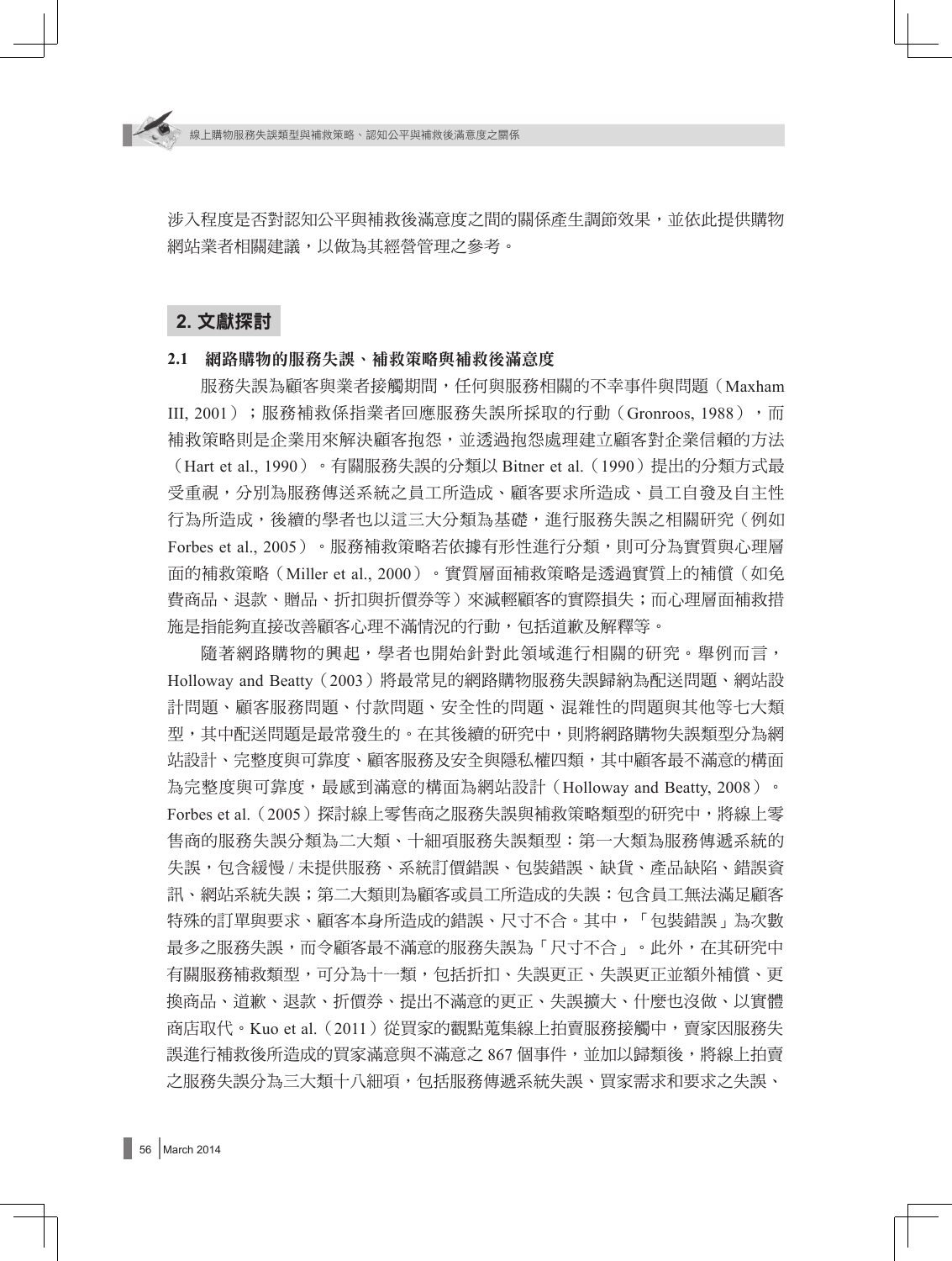涉入程度是否對認知公平與補救後滿意度之間的關係產生調節效果，並依此提供購物網站業者相關建議，以做為其經營管理之參考。

## 2. 文獻探討

### 2.1 網路購物的服務失誤、補救策略與補救後滿意度

服務失誤為顧客與業者接觸期間，任何與服務相關的不幸事件與問題（Maxham III, 2001）；服務補救係指業者回應服務失誤所採取的行動（Gronroos, 1988），而補救策略則是企業用來解決顧客抱怨，並透過抱怨處理建立顧客對企業信賴的方法（Hart et al., 1990）。有關服務失誤的分類以 Bitner et al.（1990）提出的分類方式最受重視，分別為服務傳送系統之員工所造成、顧客要求所造成、員工自發及自主性行為所造成，後續的學者也以這三大分類為基礎，進行服務失誤之相關研究（例如 Forbes et al., 2005）。服務補救策略若依據有形性進行分類，則可分為實質與心理層面的補救策略（Miller et al., 2000）。實質層面補救策略是透過實質上的補償（如免費商品、退款、贈品、折扣與折價券等）來減輕顧客的實際損失；而心理層面補救措施是指能夠直接改善顧客心理不滿情況的行動，包括道歉及解釋等。

隨著網路購物的興起，學者也開始針對此領域進行相關的研究。舉例而言，Holloway and Beatty（2003）將最常見的網路購物服務失誤歸納為配送問題、網站設計問題、顧客服務問題、付款問題、安全性的問題、混雜性的問題與其他等七大類型，其中配送問題是最常發生的。在其後續的研究中，則將網路購物失誤類型分為網站設計、完整度與可靠度、顧客服務及安全與隱私權四類，其中顧客最不滿意的構面為完整度與可靠度，最感到滿意的構面為網站設計（Holloway and Beatty, 2008）。Forbes et al.（2005）探討線上零售商之服務失誤與補救策略類型的研究中，將線上零售商的服務失誤分類為二大類、十細項服務失誤類型：第一大類為服務傳遞系統的失誤，包含緩慢 / 未提供服務、系統訂價錯誤、包裝錯誤、缺貨、產品缺陷、錯誤資訊、網站系統失誤；第二大類則為顧客或員工所造成的失誤：包含員工無法滿足顧客特殊的訂單與要求、顧客本身所造成的錯誤、尺寸不合。其中，「包裝錯誤」為次數最多之服務失誤，而令顧客最不滿意的服務失誤為「尺寸不合」。此外，在其研究中有關服務補救類型，可分為十一類，包括折扣、失誤更正、失誤更正並額外補償、更換商品、道歉、退款、折價券、提出不滿意的更正、失誤擴大、什麼也沒做、以實體商店取代。Kuo et al.（2011）從買家的觀點蒐集線上拍賣服務接觸中，賣家因服務失誤進行補救後所造成的買家滿意與不滿意之 867 個事件，並加以歸類後，將線上拍賣之服務失誤分為三大類十八細項，包括服務傳遞系統失誤、買家需求和要求之失誤、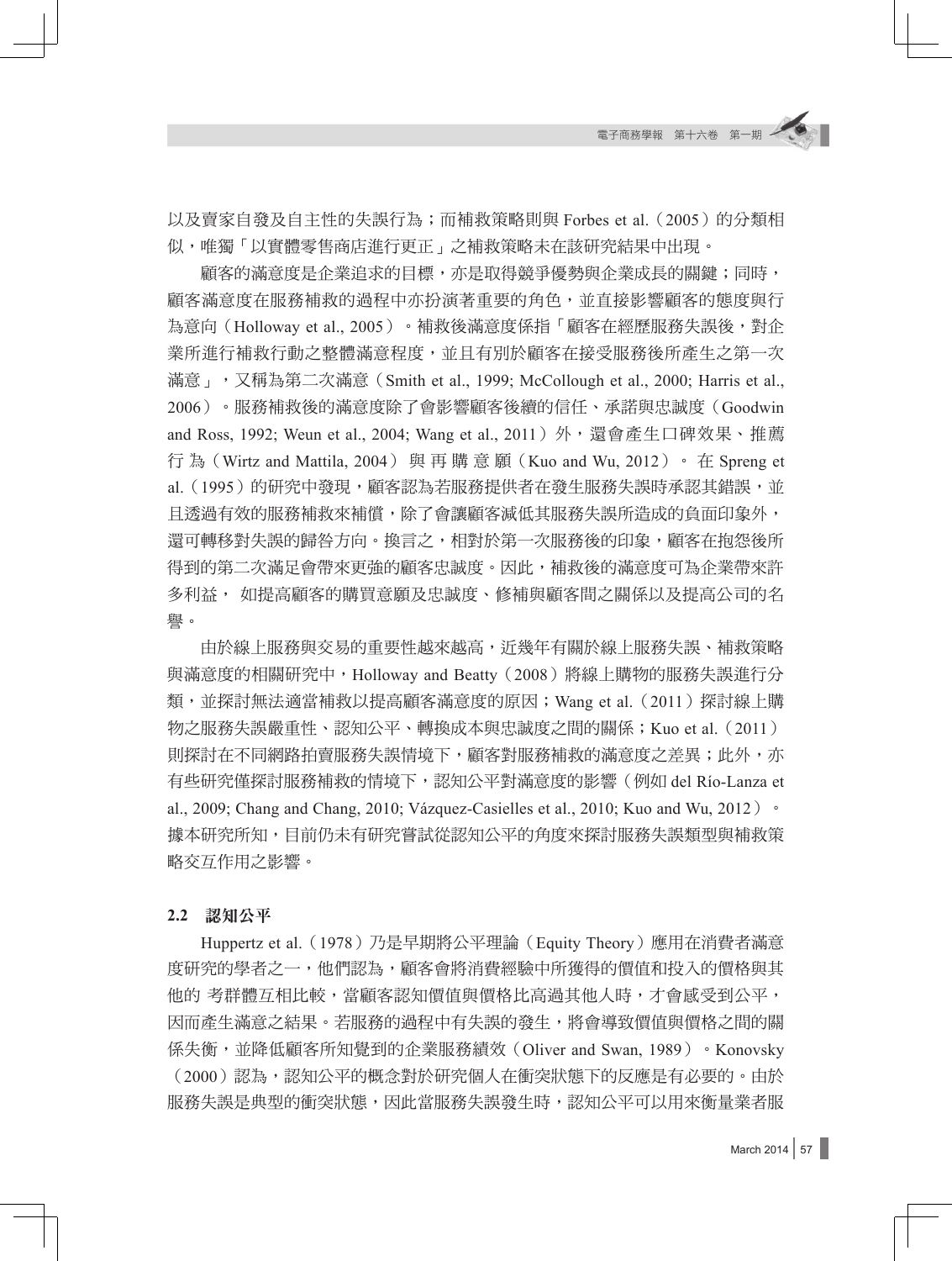以及賣家自發及自主性的失誤行為；而補救策略則與 Forbes et al.（2005）的分類相似，唯獨「以實體零售商店進行更正」之補救策略未在該研究結果中出現。

顧客的滿意度是企業追求的目標，亦是取得競爭優勢與企業成長的關鍵；同時，顧客滿意度在服務補救的過程中亦扮演著重要的角色，並直接影響顧客的態度與行為意向（Holloway et al., 2005）。補救後滿意度係指「顧客在經歷服務失誤後，對企業所進行補救行動之整體滿意程度，並且有別於顧客在接受服務後所產生之第一次滿意」，又稱為第二次滿意（Smith et al., 1999; McCollough et al., 2000; Harris et al., 2006）。服務補救後的滿意度除了會影響顧客後續的信任、承諾與忠誠度（Goodwin and Ross, 1992; Weun et al., 2004; Wang et al., 2011）外，還會產生口碑效果、推薦行為（Wirtz and Mattila, 2004）與再購意願（Kuo and Wu, 2012）。在 Spreng et al.（1995）的研究中發現，顧客認為若服務提供者在發生服務失誤時承認其錯誤，並且透過有效的服務補救來補償，除了會讓顧客減低其服務失誤所造成的負面印象外，還可轉移對失誤的歸咎方向。換言之，相對於第一次服務後的印象，顧客在抱怨後所得到的第二次滿足會帶來更強的顧客忠誠度。因此，補救後的滿意度可為企業帶來許多利益， 如提高顧客的購買意願及忠誠度、修補與顧客間之關係以及提高公司的名譽。

由於線上服務與交易的重要性越來越高，近幾年有關於線上服務失誤、補救策略與滿意度的相關研究中，Holloway and Beatty（2008）將線上購物的服務失誤進行分類，並探討無法適當補救以提高顧客滿意度的原因；Wang et al.（2011）探討線上購物之服務失誤嚴重性、認知公平、轉換成本與忠誠度之間的關係；Kuo et al.（2011）則探討在不同網路拍賣服務失誤情境下，顧客對服務補救的滿意度之差異；此外，亦有些研究僅探討服務補救的情境下，認知公平對滿意度的影響（例如 del Río-Lanza et al., 2009; Chang and Chang, 2010; Vázquez-Casielles et al., 2010; Kuo and Wu, 2012）。據本研究所知，目前仍未有研究嘗試從認知公平的角度來探討服務失誤類型與補救策略交互作用之影響。

### 2.2 認知公平

Huppertz et al.（1978）乃是早期將公平理論（Equity Theory）應用在消費者滿意度研究的學者之一，他們認為，顧客會將消費經驗中所獲得的價值和投入的價格與其他的 考群體互相比較，當顧客認知價值與價格比高過其他人時，才會感受到公平，因而產生滿意之結果。若服務的過程中有失誤的發生，將會導致價值與價格之間的關係失衡，並降低顧客所知覺到的企業服務績效（Oliver and Swan, 1989）。Konovsky（2000）認為，認知公平的概念對於研究個人在衝突狀態下的反應是有必要的。由於服務失誤是典型的衝突狀態，因此當服務失誤發生時，認知公平可以用來衡量業者服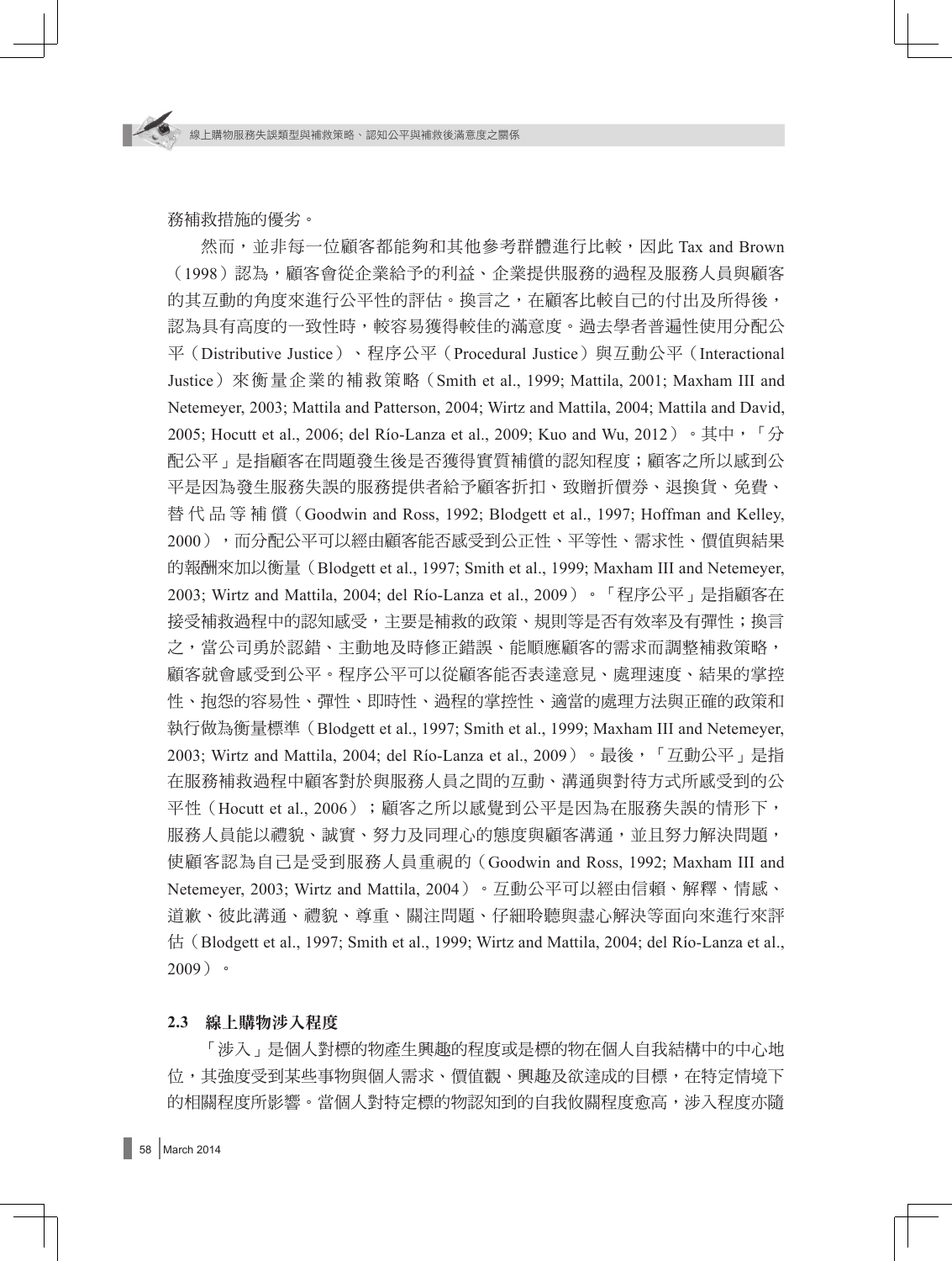務補救措施的優劣。

然而，並非每一位顧客都能夠和其他參考群體進行比較，因此 Tax and Brown（1998）認為，顧客會從企業給予的利益、企業提供服務的過程及服務人員與顧客的其互動的角度來進行公平性的評估。換言之，在顧客比較自己的付出及所得後，認為具有高度的一致性時，較容易獲得較佳的滿意度。過去學者普遍性使用分配公平（Distributive Justice）、程序公平（Procedural Justice）與互動公平（Interactional Justice）來衡量企業的補救策略（Smith et al., 1999; Mattila, 2001; Maxham III and Netemeyer, 2003; Mattila and Patterson, 2004; Wirtz and Mattila, 2004; Mattila and David, 2005; Hocutt et al., 2006; del Río-Lanza et al., 2009; Kuo and Wu, 2012）。其中，「分配公平」是指顧客在問題發生後是否獲得實質補償的認知程度；顧客之所以感到公平是因為發生服務失誤的服務提供者給予顧客折扣、致贈折價券、退換貨、免費、替代品等補償（Goodwin and Ross, 1992; Blodgett et al., 1997; Hoffman and Kelley, 2000），而分配公平可以經由顧客能否感受到公正性、平等性、需求性、價值與結果的報酬來加以衡量（Blodgett et al., 1997; Smith et al., 1999; Maxham III and Netemeyer, 2003; Wirtz and Mattila, 2004; del Río-Lanza et al., 2009）。「程序公平」是指顧客在接受補救過程中的認知感受，主要是補救的政策、規則等是否有效率及有彈性；換言之，當公司勇於認錯、主動地及時修正錯誤、能順應顧客的需求而調整補救策略，顧客就會感受到公平。程序公平可以從顧客能否表達意見、處理速度、結果的掌控性、抱怨的容易性、彈性、即時性、過程的掌控性、適當的處理方法與正確的政策和執行做為衡量標準（Blodgett et al., 1997; Smith et al., 1999; Maxham III and Netemeyer, 2003; Wirtz and Mattila, 2004; del Río-Lanza et al., 2009）。最後，「互動公平」是指在服務補救過程中顧客對於與服務人員之間的互動、溝通與對待方式所感受到的公平性（Hocutt et al., 2006）；顧客之所以感覺到公平是因為在服務失誤的情形下，服務人員能以禮貌、誠實、努力及同理心的態度與顧客溝通，並且努力解決問題，使顧客認為自己是受到服務人員重視的（Goodwin and Ross, 1992; Maxham III and Netemeyer, 2003; Wirtz and Mattila, 2004）。互動公平可以經由信賴、解釋、情感、道歉、彼此溝通、禮貌、尊重、關注問題、仔細聆聽與盡心解決等面向來進行來評估（Blodgett et al., 1997; Smith et al., 1999; Wirtz and Mattila, 2004; del Río-Lanza et al., 2009）。

### 2.3　線上購物涉入程度

「涉入」是個人對標的物產生興趣的程度或是標的物在個人自我結構中的中心地位，其強度受到某些事物與個人需求、價值觀、興趣及欲達成的目標，在特定情境下的相關程度所影響。當個人對特定標的物認知到的自我攸關程度愈高，涉入程度亦隨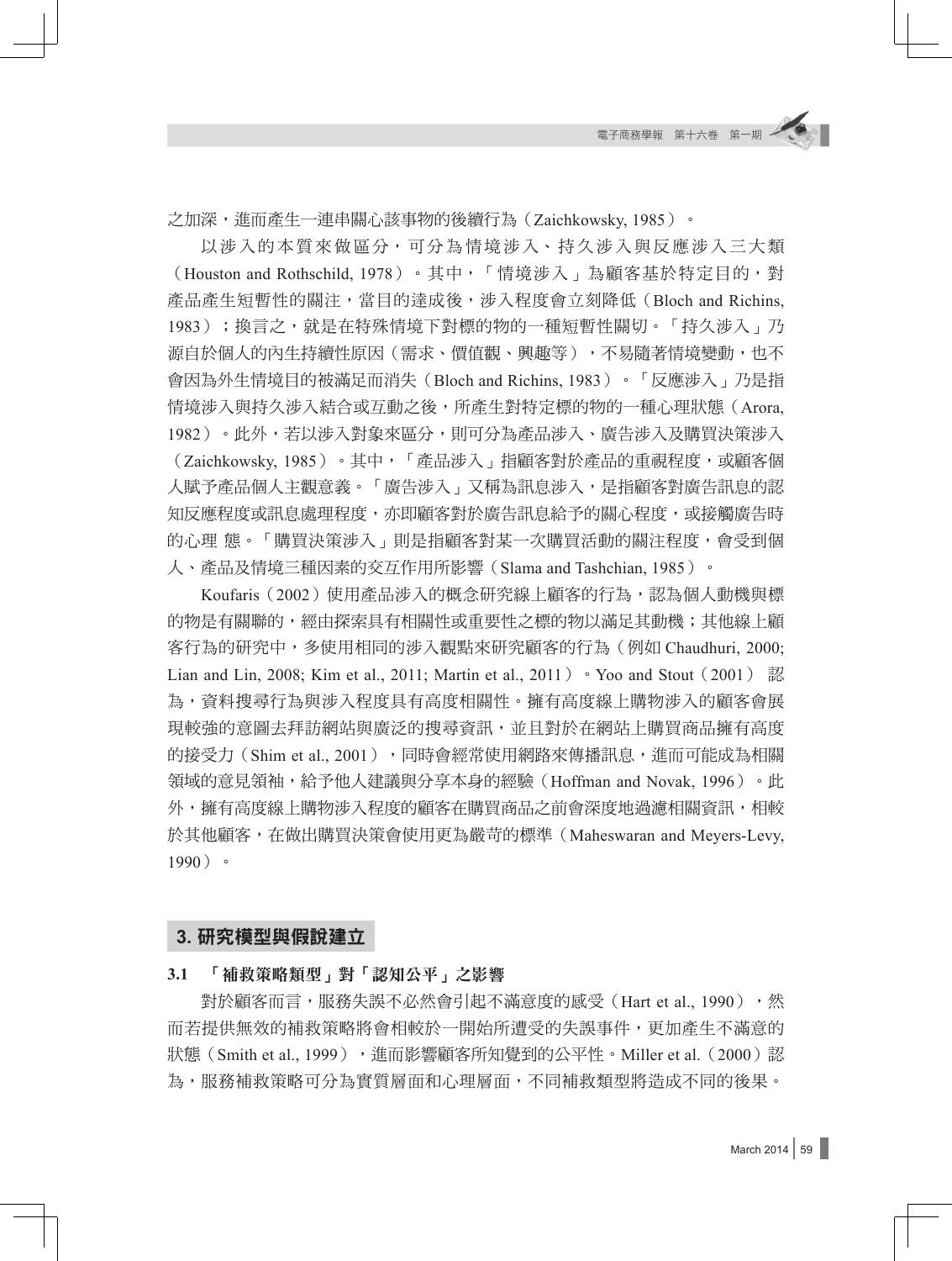之加深，進而產生一連串關心該事物的後續行為（Zaichkowsky, 1985）。

以涉入的本質來做區分，可分為情境涉入、持久涉入與反應涉入三大類（Houston and Rothschild, 1978）。其中，「情境涉入」為顧客基於特定目的，對產品產生短暫性的關注，當目的達成後，涉入程度會立刻降低（Bloch and Richins, 1983）；換言之，就是在特殊情境下對標的物的一種短暫性關切。「持久涉入」乃源自於個人的內生持續性原因（需求、價值觀、興趣等），不易隨著情境變動，也不會因為外生情境目的被滿足而消失（Bloch and Richins, 1983）。「反應涉入」乃是指情境涉入與持久涉入結合或互動之後，所產生對特定標的物的一種心理狀態（Arora, 1982）。此外，若以涉入對象來區分，則可分為產品涉入、廣告涉入及購買決策涉入（Zaichkowsky, 1985）。其中，「產品涉入」指顧客對於產品的重視程度，或顧客個人賦予產品個人主觀意義。「廣告涉入」又稱為訊息涉入，是指顧客對廣告訊息的認知反應程度或訊息處理程度，亦即顧客對於廣告訊息給予的關心程度，或接觸廣告時的心理 態。「購買決策涉入」則是指顧客對某一次購買活動的關注程度，會受到個人、產品及情境三種因素的交互作用所影響（Slama and Tashchian, 1985）。

Koufaris（2002）使用產品涉入的概念研究線上顧客的行為，認為個人動機與標的物是有關聯的，經由探索具有相關性或重要性之標的物以滿足其動機；其他線上顧客行為的研究中，多使用相同的涉入觀點來研究顧客的行為（例如 Chaudhuri, 2000; Lian and Lin, 2008; Kim et al., 2011; Martin et al., 2011）。Yoo and Stout（2001）認為，資料搜尋行為與涉入程度具有高度相關性。擁有高度線上購物涉入的顧客會展現較強的意圖去拜訪網站與廣泛的搜尋資訊，並且對於在網站上購買商品擁有高度的接受力（Shim et al., 2001），同時會經常使用網路來傳播訊息，進而可能成為相關領域的意見領袖，給予他人建議與分享本身的經驗（Hoffman and Novak, 1996）。此外，擁有高度線上購物涉入程度的顧客在購買商品之前會深度地過濾相關資訊，相較於其他顧客，在做出購買決策會使用更為嚴苛的標準（Maheswaran and Meyers-Levy, 1990）。

## 3. 研究模型與假說建立

### 3.1 「補救策略類型」對「認知公平」之影響

對於顧客而言，服務失誤不必然會引起不滿意度的感受（Hart et al., 1990），然而若提供無效的補救策略將會相較於一開始所遭受的失誤事件，更加產生不滿意的狀態（Smith et al., 1999），進而影響顧客所知覺到的公平性。Miller et al.（2000）認為，服務補救策略可分為實質層面和心理層面，不同補救類型將造成不同的後果。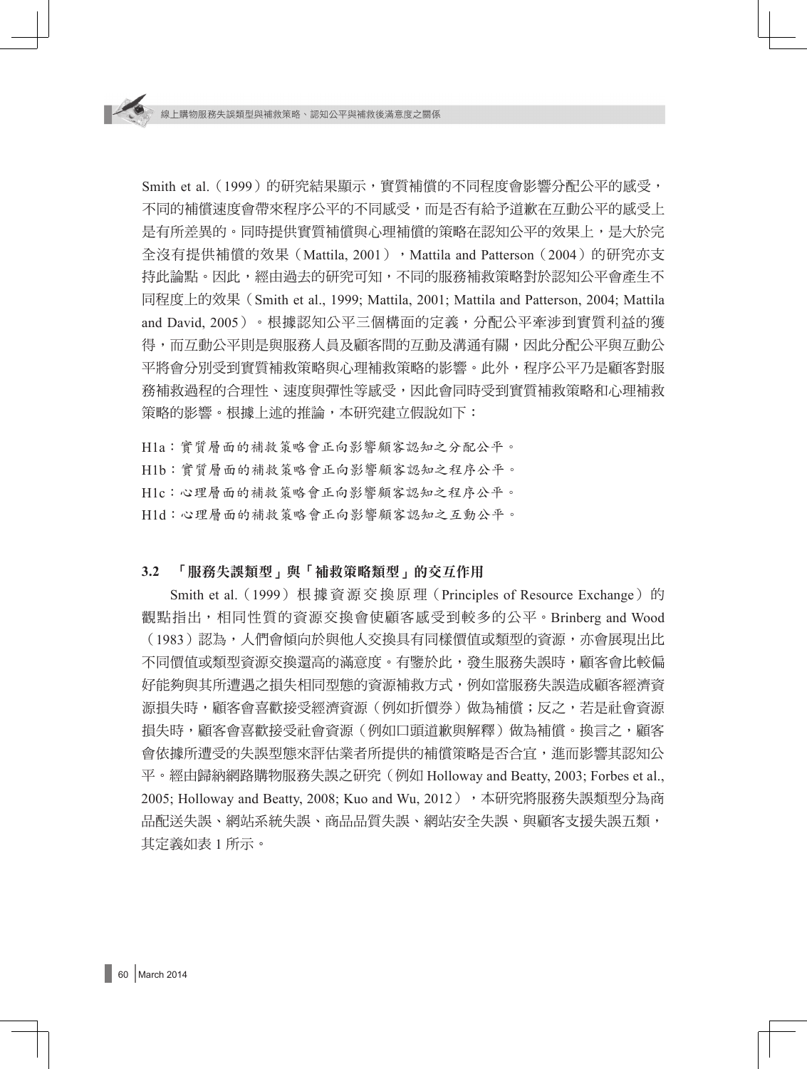Smith et al.（1999）的研究結果顯示，實質補償的不同程度會影響分配公平的感受，不同的補償速度會帶來程序公平的不同感受，而是否有給予道歉在互動公平的感受上是有所差異的。同時提供實質補償與心理補償的策略在認知公平的效果上，是大於完全沒有提供補償的效果（Mattila, 2001），Mattila and Patterson（2004）的研究亦支持此論點。因此，經由過去的研究可知，不同的服務補救策略對於認知公平會產生不同程度上的效果（Smith et al., 1999; Mattila, 2001; Mattila and Patterson, 2004; Mattila and David, 2005）。根據認知公平三個構面的定義，分配公平牽涉到實質利益的獲得，而互動公平則是與服務人員及顧客間的互動及溝通有關，因此分配公平與互動公平將會分別受到實質補救策略與心理補救策略的影響。此外，程序公平乃是顧客對服務補救過程的合理性、速度與彈性等感受，因此會同時受到實質補救策略和心理補救策略的影響。根據上述的推論，本研究建立假說如下：

H1a：實質層面的補救策略會正向影響顧客認知之分配公平。

H1b：實質層面的補救策略會正向影響顧客認知之程序公平。

H1c：心理層面的補救策略會正向影響顧客認知之程序公平。

H1d：心理層面的補救策略會正向影響顧客認知之互動公平。

### 3.2 「服務失誤類型」與「補救策略類型」的交互作用

Smith et al.（1999）根據資源交換原理（Principles of Resource Exchange）的觀點指出，相同性質的資源交換會使顧客感受到較多的公平。Brinberg and Wood（1983）認為，人們會傾向於與他人交換具有同樣價值或類型的資源，亦會展現出比不同價值或類型資源交換還高的滿意度。有鑒於此，發生服務失誤時，顧客會比較偏好能夠與其所遭遇之損失相同型態的資源補救方式，例如當服務失誤造成顧客經濟資源損失時，顧客會喜歡接受經濟資源（例如折價券）做為補償；反之，若是社會資源損失時，顧客會喜歡接受社會資源（例如口頭道歉與解釋）做為補償。換言之，顧客會依據所遭受的失誤型態來評估業者所提供的補償策略是否合宜，進而影響其認知公平。經由歸納網路購物服務失誤之研究（例如 Holloway and Beatty, 2003; Forbes et al., 2005; Holloway and Beatty, 2008; Kuo and Wu, 2012），本研究將服務失誤類型分為商品配送失誤、網站系統失誤、商品品質失誤、網站安全失誤、與顧客支援失誤五類，其定義如表 1 所示。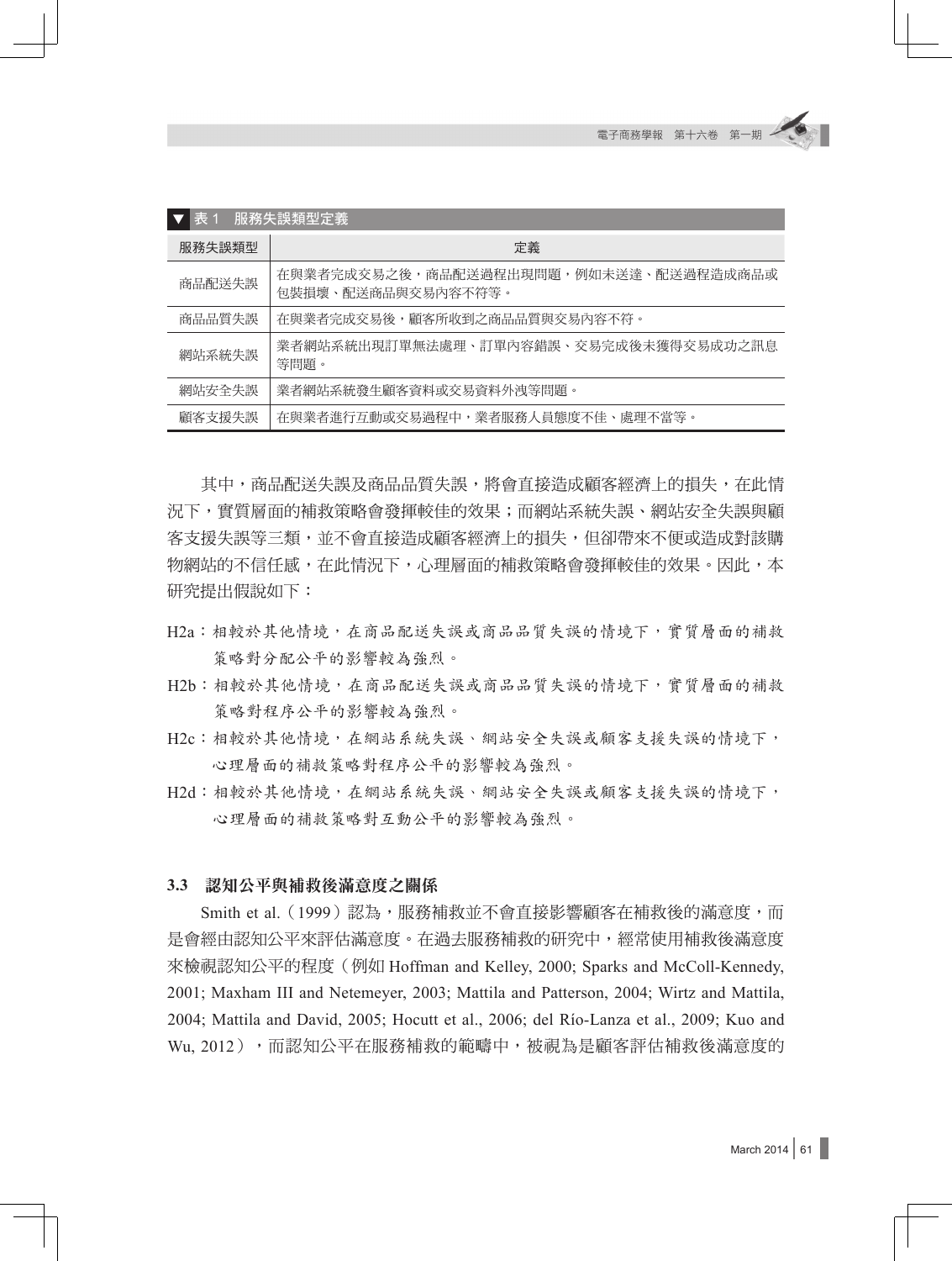表 1　服務失誤類型定義

| 服務失誤類型 | 定義 |
| --- | --- |
| 商品配送失誤 | 在與業者完成交易之後，商品配送過程出現問題，例如未送達、配送過程造成商品或包裝損壞、配送商品與交易內容不符等。 |
| 商品品質失誤 | 在與業者完成交易後，顧客所收到之商品品質與交易內容不符。 |
| 網站系統失誤 | 業者網站系統出現訂單無法處理、訂單內容錯誤、交易完成後未獲得交易成功之訊息等問題。 |
| 網站安全失誤 | 業者網站系統發生顧客資料或交易資料外洩等問題。 |
| 顧客支援失誤 | 在與業者進行互動或交易過程中，業者服務人員態度不佳、處理不當等。 |

其中，商品配送失誤及商品品質失誤，將會直接造成顧客經濟上的損失，在此情況下，實質層面的補救策略會發揮較佳的效果；而網站系統失誤、網站安全失誤與顧客支援失誤等三類，並不會直接造成顧客經濟上的損失，但卻帶來不便或造成對該購物網站的不信任感，在此情況下，心理層面的補救策略會發揮較佳的效果。因此，本研究提出假說如下：

H2a：相較於其他情境，在商品配送失誤或商品品質失誤的情境下，實質層面的補救策略對分配公平的影響較為強烈。

H2b：相較於其他情境，在商品配送失誤或商品品質失誤的情境下，實質層面的補救策略對程序公平的影響較為強烈。

H2c：相較於其他情境，在網站系統失誤、網站安全失誤或顧客支援失誤的情境下，心理層面的補救策略對程序公平的影響較為強烈。

H2d：相較於其他情境，在網站系統失誤、網站安全失誤或顧客支援失誤的情境下，心理層面的補救策略對互動公平的影響較為強烈。

### 3.3　認知公平與補救後滿意度之關係

Smith et al.（1999）認為，服務補救並不會直接影響顧客在補救後的滿意度，而是會經由認知公平來評估滿意度。在過去服務補救的研究中，經常使用補救後滿意度來檢視認知公平的程度（例如 Hoffman and Kelley, 2000; Sparks and McColl-Kennedy, 2001; Maxham III and Netemeyer, 2003; Mattila and Patterson, 2004; Wirtz and Mattila, 2004; Mattila and David, 2005; Hocutt et al., 2006; del Río-Lanza et al., 2009; Kuo and Wu, 2012），而認知公平在服務補救的範疇中，被視為是顧客評估補救後滿意度的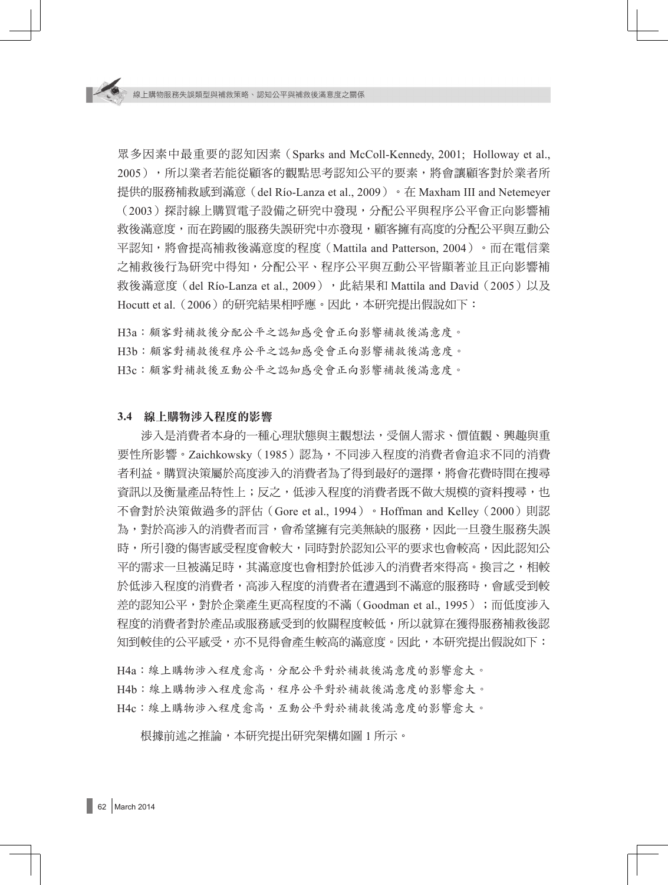眾多因素中最重要的認知因素（Sparks and McColl-Kennedy, 2001; Holloway et al., 2005），所以業者若能從顧客的觀點思考認知公平的要素，將會讓顧客對於業者所提供的服務補救感到滿意（del Río-Lanza et al., 2009）。在 Maxham III and Netemeyer（2003）探討線上購買電子設備之研究中發現，分配公平與程序公平會正向影響補救後滿意度，而在跨國的服務失誤研究中亦發現，顧客擁有高度的分配公平與互動公平認知，將會提高補救後滿意度的程度（Mattila and Patterson, 2004）。而在電信業之補救後行為研究中得知，分配公平、程序公平與互動公平皆顯著並且正向影響補救後滿意度（del Río-Lanza et al., 2009），此結果和 Mattila and David（2005）以及 Hocutt et al.（2006）的研究結果相呼應。因此，本研究提出假說如下：

H3a：顧客對補救後分配公平之認知感受會正向影響補救後滿意度。

H3b：顧客對補救後程序公平之認知感受會正向影響補救後滿意度。

H3c：顧客對補救後互動公平之認知感受會正向影響補救後滿意度。

### 3.4 線上購物涉入程度的影響

涉入是消費者本身的一種心理狀態與主觀想法，受個人需求、價值觀、興趣與重要性所影響。Zaichkowsky（1985）認為，不同涉入程度的消費者會追求不同的消費者利益。購買決策屬於高度涉入的消費者為了得到最好的選擇，將會花費時間在搜尋資訊以及衡量產品特性上；反之，低涉入程度的消費者既不做大規模的資料搜尋，也不會對於決策做過多的評估（Gore et al., 1994）。Hoffman and Kelley（2000）則認為，對於高涉入的消費者而言，會希望擁有完美無缺的服務，因此一旦發生服務失誤時，所引發的傷害感受程度會較大，同時對於認知公平的要求也會較高，因此認知公平的需求一旦被滿足時，其滿意度也會相對於低涉入的消費者來得高。換言之，相較於低涉入程度的消費者，高涉入程度的消費者在遭遇到不滿意的服務時，會感受到較差的認知公平，對於企業產生更高程度的不滿（Goodman et al., 1995）；而低度涉入程度的消費者對於產品或服務感受到的攸關程度較低，所以就算在獲得服務補救後認知到較佳的公平感受，亦不見得會產生較高的滿意度。因此，本研究提出假說如下：

H4a：線上購物涉入程度愈高，分配公平對於補救後滿意度的影響愈大。

H4b：線上購物涉入程度愈高，程序公平對於補救後滿意度的影響愈大。

H4c：線上購物涉入程度愈高，互動公平對於補救後滿意度的影響愈大。

根據前述之推論，本研究提出研究架構如圖 1 所示。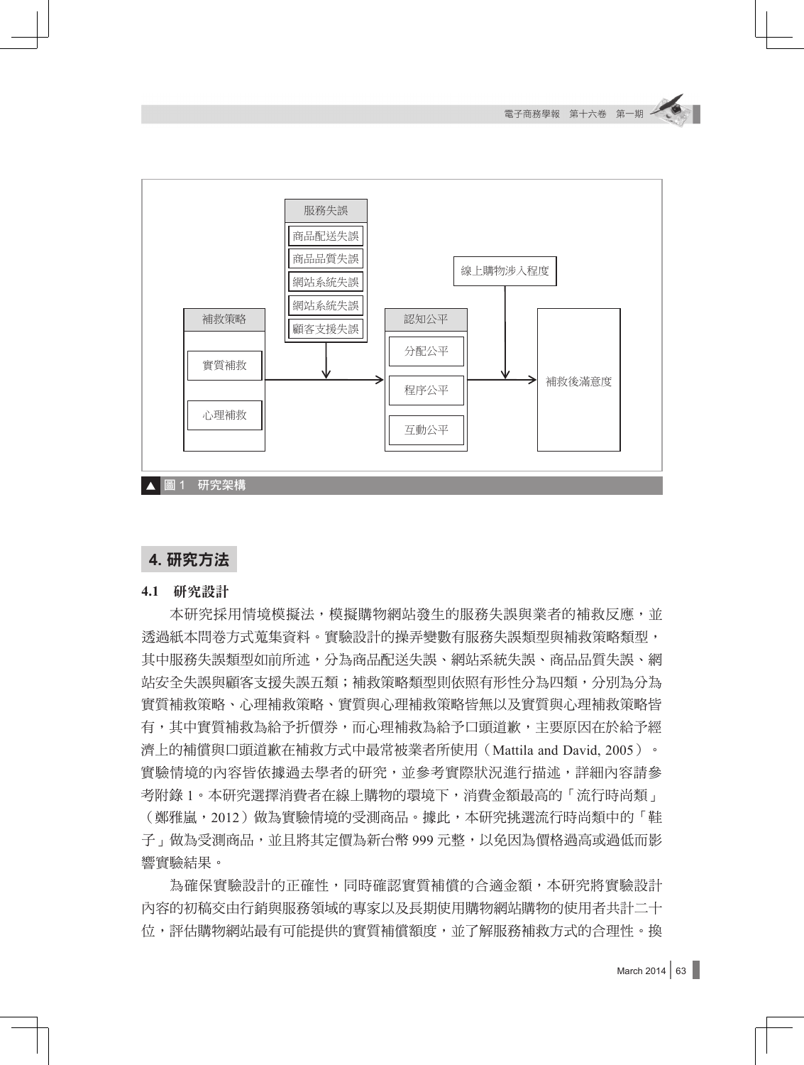服務失誤

- 商品配送失誤
- 商品品質失誤
- 網站系統失誤
- 網站系統失誤
- 顧客支援失誤

補救策略

- 實質補救
- 心理補救

認知公平

- 分配公平
- 程序公平
- 互動公平

線上購物涉入程度

補救後滿意度

▲ 圖 1 研究架構

## 4. 研究方法

### 4.1 研究設計

本研究採用情境模擬法，模擬購物網站發生的服務失誤與業者的補救反應，並透過紙本問卷方式蒐集資料。實驗設計的操弄變數有服務失誤類型與補救策略類型，其中服務失誤類型如前所述，分為商品配送失誤、網站系統失誤、商品品質失誤、網站安全失誤與顧客支援失誤五類；補救策略類型則依照有形性分為四類，分別為分為實質補救策略、心理補救策略、實質與心理補救策略皆無以及實質與心理補救策略皆有，其中實質補救為給予折價券，而心理補救為給予口頭道歉，主要原因在於給予經濟上的補償與口頭道歉在補救方式中最常被業者所使用（Mattila and David, 2005）。實驗情境的內容皆依據過去學者的研究，並參考實際狀況進行描述，詳細內容請參考附錄 1。本研究選擇消費者在線上購物的環境下，消費金額最高的「流行時尚類」（鄭雅嵐，2012）做為實驗情境的受測商品。據此，本研究挑選流行時尚類中的「鞋子」做為受測商品，並且將其定價為新台幣 999 元整，以免因為價格過高或過低而影響實驗結果。

為確保實驗設計的正確性，同時確認實質補償的合適金額，本研究將實驗設計內容的初稿交由行銷與服務領域的專家以及長期使用購物網站購物的使用者共計二十位，評估購物網站最有可能提供的實質補償額度，並了解服務補救方式的合理性。換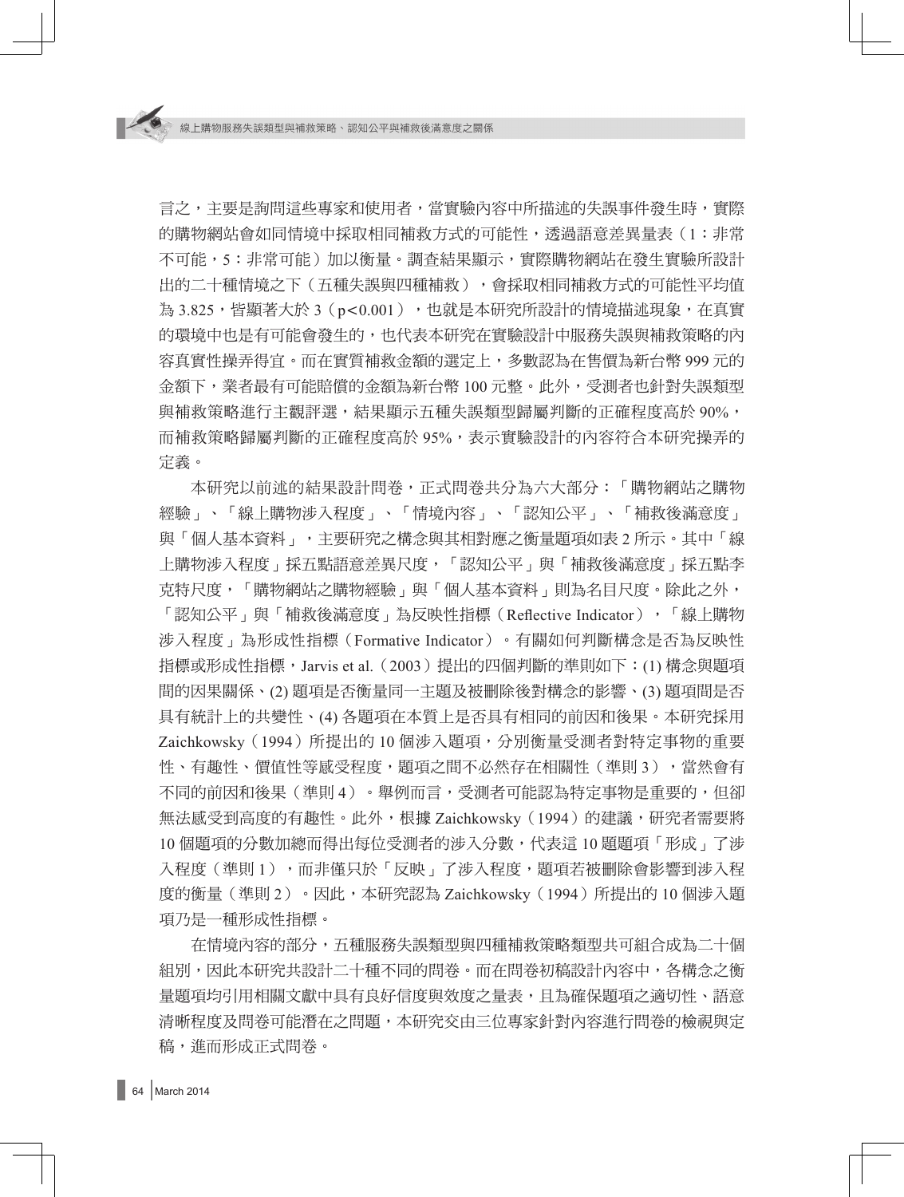言之，主要是詢問這些專家和使用者，當實驗內容中所描述的失誤事件發生時，實際的購物網站會如同情境中採取相同補救方式的可能性，透過語意差異量表（1：非常不可能，5：非常可能）加以衡量。調查結果顯示，實際購物網站在發生實驗所設計出的二十種情境之下（五種失誤與四種補救），會採取相同補救方式的可能性平均值為 3.825，皆顯著大於 3（$p<0.001$），也就是本研究所設計的情境描述現象，在真實的環境中也是有可能會發生的，也代表本研究在實驗設計中服務失誤與補救策略的內容真實性操弄得宜。而在實質補救金額的選定上，多數認為在售價為新台幣 999 元的金額下，業者最有可能賠償的金額為新台幣 100 元整。此外，受測者也針對失誤類型與補救策略進行主觀評選，結果顯示五種失誤類型歸屬判斷的正確程度高於 90%，而補救策略歸屬判斷的正確程度高於 95%，表示實驗設計的內容符合本研究操弄的定義。

本研究以前述的結果設計問卷，正式問卷共分為六大部分：「購物網站之購物經驗」、「線上購物涉入程度」、「情境內容」、「認知公平」、「補救後滿意度」與「個人基本資料」，主要研究之構念與其相對應之衡量題項如表 2 所示。其中「線上購物涉入程度」採五點語意差異尺度，「認知公平」與「補救後滿意度」採五點李克特尺度，「購物網站之購物經驗」與「個人基本資料」則為名目尺度。除此之外，「認知公平」與「補救後滿意度」為反映性指標（Reflective Indicator），「線上購物涉入程度」為形成性指標（Formative Indicator）。有關如何判斷構念是否為反映性指標或形成性指標，Jarvis et al.（2003）提出的四個判斷的準則如下：(1) 構念與題項間的因果關係、(2) 題項是否衡量同一主題及被刪除後對構念的影響、(3) 題項間是否具有統計上的共變性、(4) 各題項在本質上是否具有相同的前因和後果。本研究採用 Zaichkowsky（1994）所提出的 10 個涉入題項，分別衡量受測者對特定事物的重要性、有趣性、價值性等感受程度，題項之間不必然存在相關性（準則 3），當然會有不同的前因和後果（準則 4）。舉例而言，受測者可能認為特定事物是重要的，但卻無法感受到高度的有趣性。此外，根據 Zaichkowsky（1994）的建議，研究者需要將 10 個題項的分數加總而得出每位受測者的涉入分數，代表這 10 題題項「形成」了涉入程度（準則 1），而非僅只於「反映」了涉入程度，題項若被刪除會影響到涉入程度的衡量（準則 2）。因此，本研究認為 Zaichkowsky（1994）所提出的 10 個涉入題項乃是一種形成性指標。

在情境內容的部分，五種服務失誤類型與四種補救策略類型共可組合成為二十個組別，因此本研究共設計二十種不同的問卷。而在問卷初稿設計內容中，各構念之衡量題項均引用相關文獻中具有良好信度與效度之量表，且為確保題項之適切性、語意清晰程度及問卷可能潛在之問題，本研究交由三位專家針對內容進行問卷的檢視與定稿，進而形成正式問卷。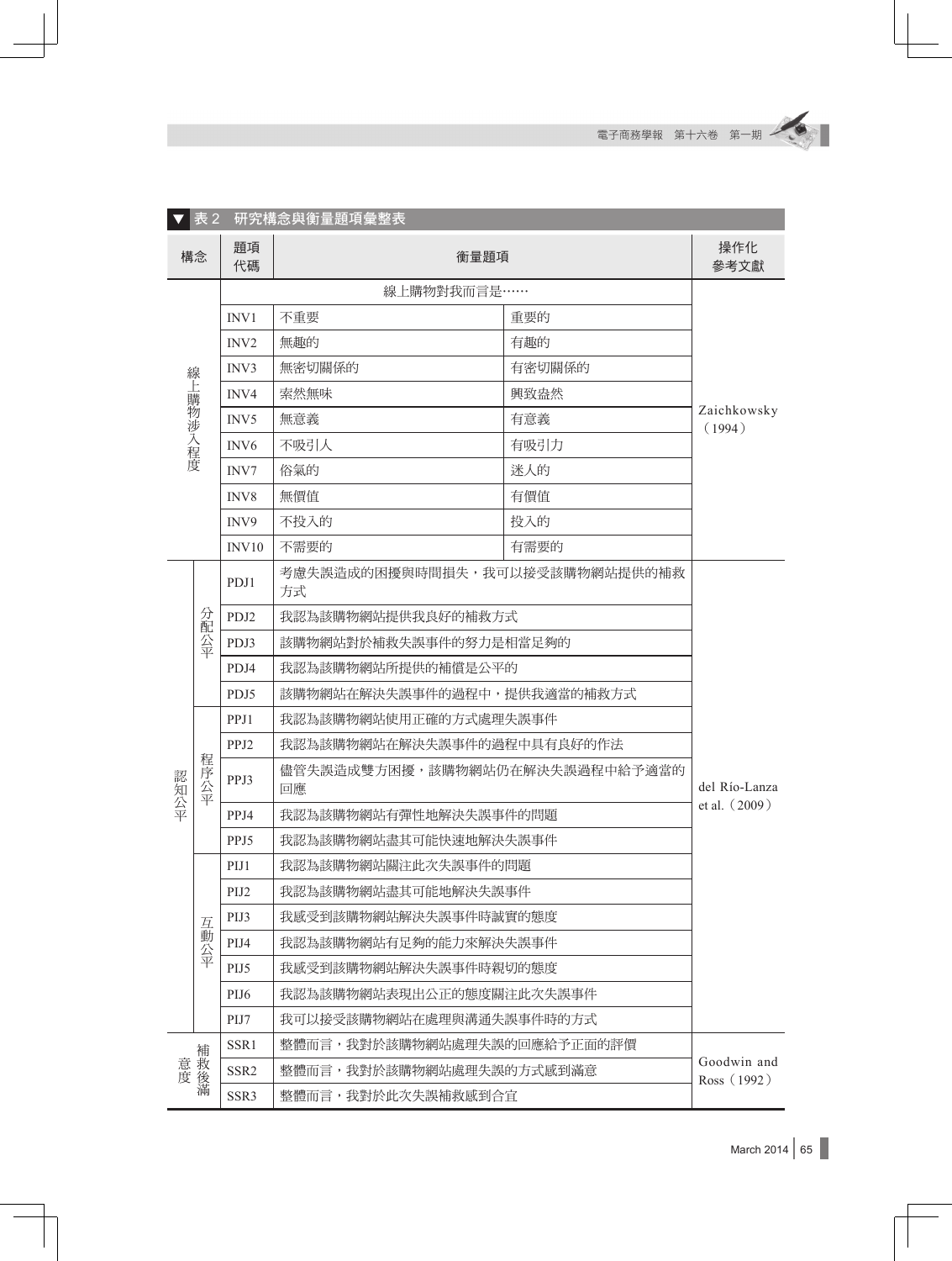**表 2 研究構念與衡量題項彙整表**

| 構念 | | 題項代碼 | 衡量題項 | | 操作化參考文獻 |
|---|---|---|---|---|---|
| 線上購物涉入程度 | | | 線上購物對我而言是…… | | Zaichkowsky（1994） |
| | | INV1 | 不重要 | 重要的 | |
| | | INV2 | 無趣的 | 有趣的 | |
| | | INV3 | 無密切關係的 | 有密切關係的 | |
| | | INV4 | 索然無味 | 興致盎然 | |
| | | INV5 | 無意義 | 有意義 | |
| | | INV6 | 不吸引人 | 有吸引力 | |
| | | INV7 | 俗氣的 | 迷人的 | |
| | | INV8 | 無價值 | 有價值 | |
| | | INV9 | 不投入的 | 投入的 | |
| | | INV10 | 不需要的 | 有需要的 | |
| 認知公平 | 分配公平 | PDJ1 | 考慮失誤造成的困擾與時間損失，我可以接受該購物網站提供的補救方式 | | del Río-Lanza et al.（2009） |
| | | PDJ2 | 我認為該購物網站提供我良好的補救方式 | | |
| | | PDJ3 | 該購物網站對於補救失誤事件的努力是相當足夠的 | | |
| | | PDJ4 | 我認為該購物網站所提供的補償是公平的 | | |
| | | PDJ5 | 該購物網站在解決失誤事件的過程中，提供我適當的補救方式 | | |
| | 程序公平 | PPJ1 | 我認為該購物網站使用正確的方式處理失誤事件 | | |
| | | PPJ2 | 我認為該購物網站在解決失誤事件的過程中具有良好的作法 | | |
| | | PPJ3 | 儘管失誤造成雙方困擾，該購物網站仍在解決失誤過程中給予適當的回應 | | |
| | | PPJ4 | 我認為該購物網站有彈性地解決失誤事件的問題 | | |
| | | PPJ5 | 我認為該購物網站盡其可能快速地解決失誤事件 | | |
| | 互動公平 | PIJ1 | 我認為該購物網站關注此次失誤事件的問題 | | |
| | | PIJ2 | 我認為該購物網站盡其可能地解決失誤事件 | | |
| | | PIJ3 | 我感受到該購物網站解決失誤事件時誠實的態度 | | |
| | | PIJ4 | 我認為該購物網站有足夠的能力來解決失誤事件 | | |
| | | PIJ5 | 我感受到該購物網站解決失誤事件時親切的態度 | | |
| | | PIJ6 | 我認為該購物網站表現出公正的態度關注此次失誤事件 | | |
| | | PIJ7 | 我可以接受該購物網站在處理與溝通失誤事件時的方式 | | |
| 補救後滿意度 | | SSR1 | 整體而言，我對於該購物網站處理失誤的回應給予正面的評價 | | Goodwin and Ross（1992） |
| | | SSR2 | 整體而言，我對於該購物網站處理失誤的方式感到滿意 | | |
| | | SSR3 | 整體而言，我對於此次失誤補救感到合宜 | | |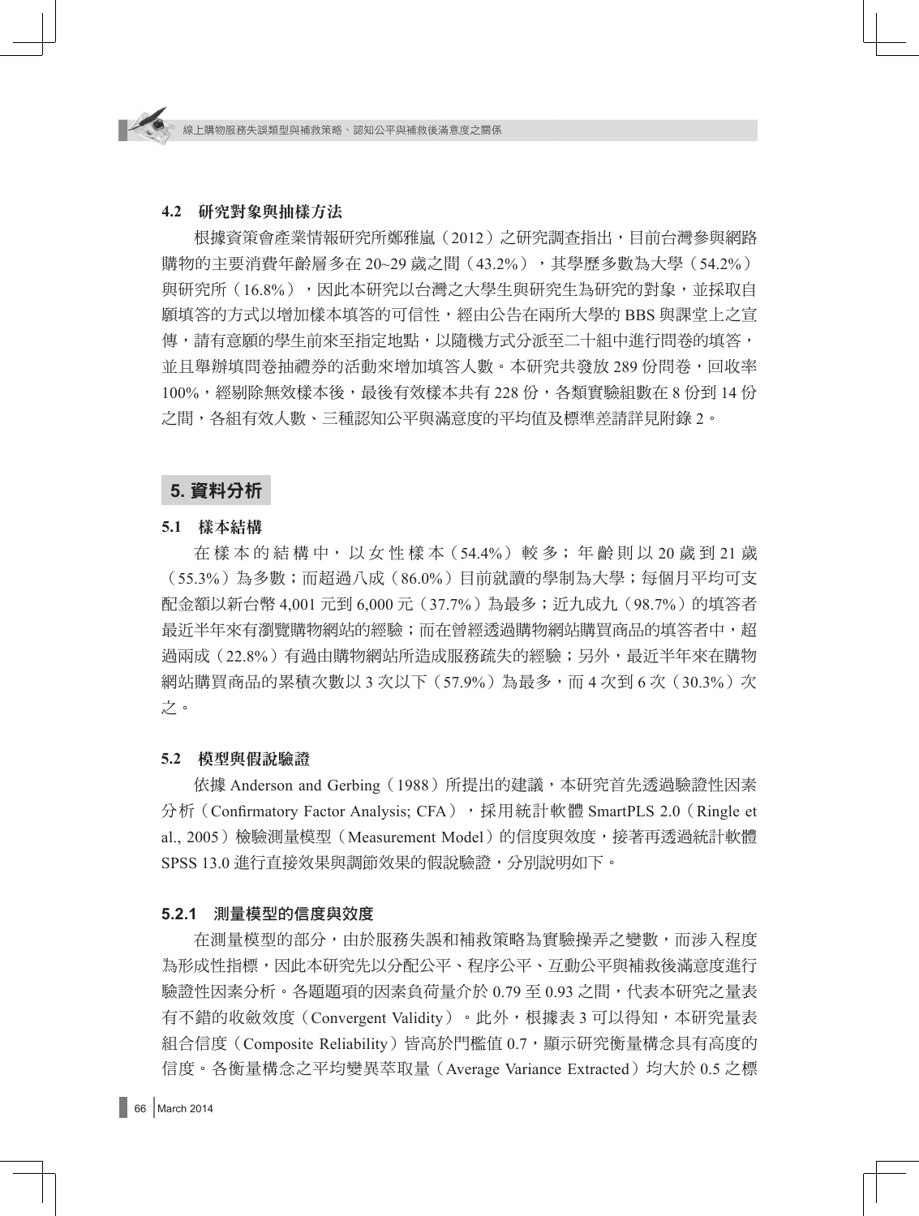### 4.2 研究對象與抽樣方法

根據資策會產業情報研究所鄭雅嵐（2012）之研究調查指出，目前台灣參與網路購物的主要消費年齡層多在 20~29 歲之間（43.2%），其學歷多數為大學（54.2%）與研究所（16.8%），因此本研究以台灣之大學生與研究生為研究的對象，並採取自願填答的方式以增加樣本填答的可信性，經由公告在兩所大學的 BBS 與課堂上之宣傳，請有意願的學生前來至指定地點，以隨機方式分派至二十組中進行問卷的填答，並且舉辦填問卷抽禮券的活動來增加填答人數。本研究共發放 289 份問卷，回收率 100%，經剔除無效樣本後，最後有效樣本共有 228 份，各類實驗組數在 8 份到 14 份之間，各組有效人數、三種認知公平與滿意度的平均值及標準差請詳見附錄 2。

## 5. 資料分析

### 5.1 樣本結構

在樣本的結構中，以女性樣本（54.4%）較多；年齡則以 20 歲到 21 歲（55.3%）為多數；而超過八成（86.0%）目前就讀的學制為大學；每個月平均可支配金額以新台幣 4,001 元到 6,000 元（37.7%）為最多；近九成九（98.7%）的填答者最近半年來有瀏覽購物網站的經驗；而在曾經透過購物網站購買商品的填答者中，超過兩成（22.8%）有過由購物網站所造成服務疏失的經驗；另外，最近半年來在購物網站購買商品的累積次數以 3 次以下（57.9%）為最多，而 4 次到 6 次（30.3%）次之。

### 5.2 模型與假說驗證

依據 Anderson and Gerbing（1988）所提出的建議，本研究首先透過驗證性因素分析（Confirmatory Factor Analysis; CFA），採用統計軟體 SmartPLS 2.0（Ringle et al., 2005）檢驗測量模型（Measurement Model）的信度與效度，接著再透過統計軟體 SPSS 13.0 進行直接效果與調節效果的假說驗證，分別說明如下。

#### 5.2.1 測量模型的信度與效度

在測量模型的部分，由於服務失誤和補救策略為實驗操弄之變數，而涉入程度為形成性指標，因此本研究先以分配公平、程序公平、互動公平與補救後滿意度進行驗證性因素分析。各題題項的因素負荷量介於 0.79 至 0.93 之間，代表本研究之量表有不錯的收斂效度（Convergent Validity）。此外，根據表 3 可以得知，本研究量表組合信度（Composite Reliability）皆高於門檻值 0.7，顯示研究衡量構念具有高度的信度。各衡量構念之平均變異萃取量（Average Variance Extracted）均大於 0.5 之標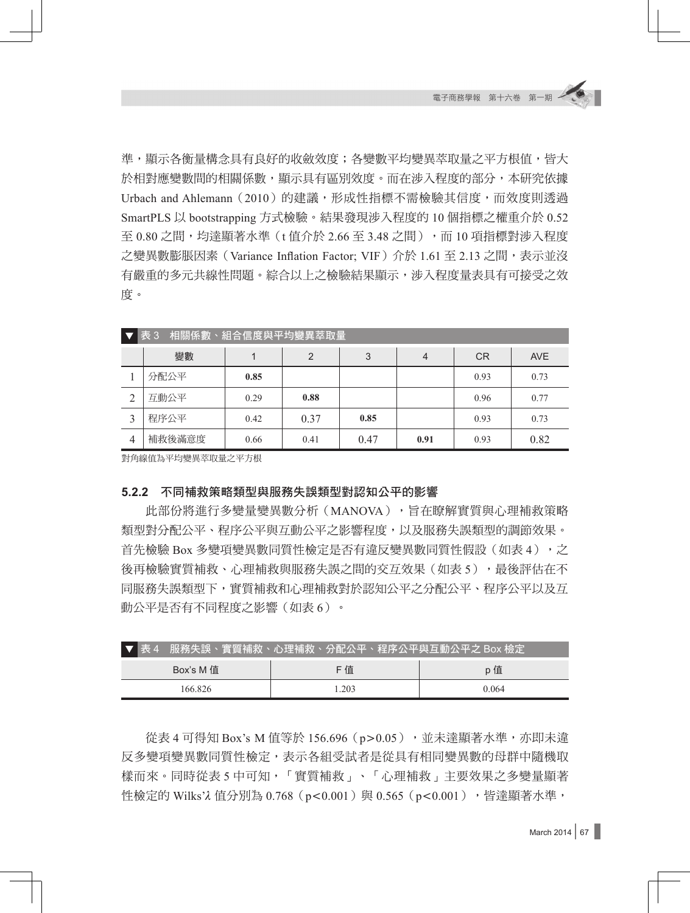準，顯示各衡量構念具有良好的收斂效度；各變數平均變異萃取量之平方根值，皆大於相對應變數間的相關係數，顯示具有區別效度。而在涉入程度的部分，本研究依據 Urbach and Ahlemann（2010）的建議，形成性指標不需檢驗其信度，而效度則透過 SmartPLS 以 bootstrapping 方式檢驗。結果發現涉入程度的 10 個指標之權重介於 0.52 至 0.80 之間，均達顯著水準（t 值介於 2.66 至 3.48 之間），而 10 項指標對涉入程度之變異數膨脹因素（Variance Inflation Factor; VIF）介於 1.61 至 2.13 之間，表示並沒有嚴重的多元共線性問題。綜合以上之檢驗結果顯示，涉入程度量表具有可接受之效度。

表 3　相關係數、組合信度與平均變異萃取量

| | 變數 | 1 | 2 | 3 | 4 | CR | AVE |
|---|---|---|---|---|---|---|---|
| 1 | 分配公平 | **0.85** | | | | 0.93 | 0.73 |
| 2 | 互動公平 | 0.29 | **0.88** | | | 0.96 | 0.77 |
| 3 | 程序公平 | 0.42 | 0.37 | **0.85** | | 0.93 | 0.73 |
| 4 | 補救後滿意度 | 0.66 | 0.41 | 0.47 | **0.91** | 0.93 | 0.82 |

對角線值為平均變異萃取量之平方根

### 5.2.2　不同補救策略類型與服務失誤類型對認知公平的影響

此部份將進行多變量變異數分析（MANOVA），旨在瞭解實質與心理補救策略類型對分配公平、程序公平與互動公平之影響程度，以及服務失誤類型的調節效果。首先檢驗 Box 多變項變異數同質性檢定是否有違反變異數同質性假設（如表 4），之後再檢驗實質補救、心理補救與服務失誤之間的交互效果（如表 5），最後評估在不同服務失誤類型下，實質補救和心理補救對於認知公平之分配公平、程序公平以及互動公平是否有不同程度之影響（如表 6）。

表 4　服務失誤、實質補救、心理補救、分配公平、程序公平與互動公平之 Box 檢定

| Box's M 值 | F 值 | p 值 |
|---|---|---|
| 166.826 | 1.203 | 0.064 |

從表 4 可得知 Box's M 值等於 156.696（$p>0.05$），並未達顯著水準，亦即未違反多變項變異數同質性檢定，表示各組受試者是從具有相同變異數的母群中隨機取樣而來。同時從表 5 中可知，「實質補救」、「心理補救」主要效果之多變量顯著性檢定的 Wilks'$\lambda$ 值分別為 0.768（$p<0.001$）與 0.565（$p<0.001$），皆達顯著水準，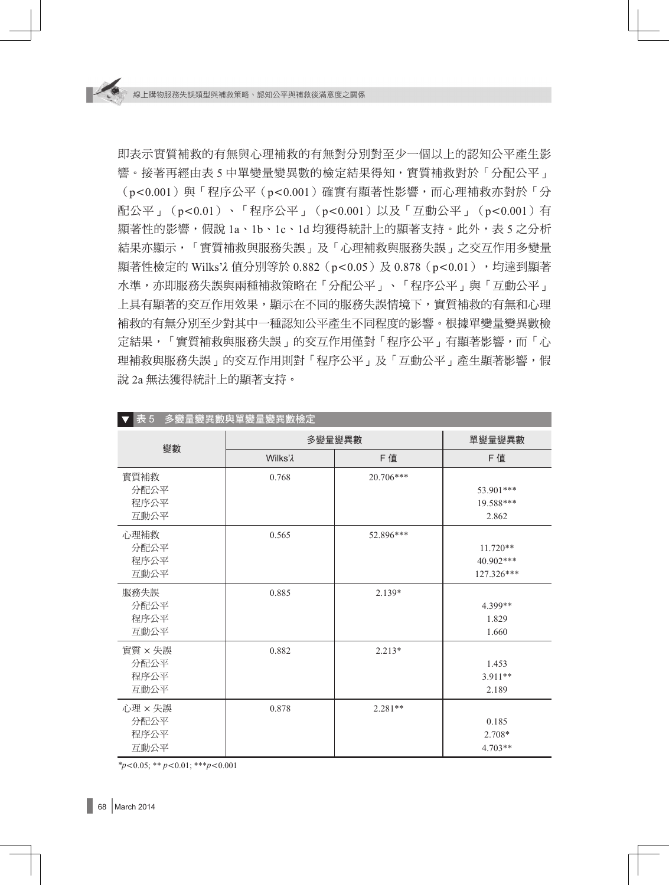即表示實質補救的有無與心理補救的有無對分別對至少一個以上的認知公平產生影響。接著再經由表 5 中單變量變異數的檢定結果得知，實質補救對於「分配公平」（p<0.001）與「程序公平（p<0.001）確實有顯著性影響，而心理補救亦對於「分配公平」（p<0.01）、「程序公平」（p<0.001）以及「互動公平」（p<0.001）有顯著性的影響，假說 1a、1b、1c、1d 均獲得統計上的顯著支持。此外，表 5 之分析結果亦顯示，「實質補救與服務失誤」及「心理補救與服務失誤」之交互作用多變量顯著性檢定的 Wilks'λ 值分別等於 0.882（p<0.05）及 0.878（p<0.01），均達到顯著水準，亦即服務失誤與兩種補救策略在「分配公平」、「程序公平」與「互動公平」上具有顯著的交互作用效果，顯示在不同的服務失誤情境下，實質補救的有無和心理補救的有無分別至少對其中一種認知公平產生不同程度的影響。根據單變量變異數檢定結果，「實質補救與服務失誤」的交互作用僅對「程序公平」有顯著影響，而「心理補救與服務失誤」的交互作用則對「程序公平」及「互動公平」產生顯著影響，假說 2a 無法獲得統計上的顯著支持。

**表 5　多變量變異數與單變量變異數檢定**

| 變數 | 多變量變異數 | | 單變量變異數 |
|---|---|---|---|
| | Wilks'λ | F 值 | F 值 |
| 實質補救 | 0.768 | 20.706*** | |
| 　分配公平 | | | 53.901*** |
| 　程序公平 | | | 19.588*** |
| 　互動公平 | | | 2.862 |
| 心理補救 | 0.565 | 52.896*** | |
| 　分配公平 | | | 11.720** |
| 　程序公平 | | | 40.902*** |
| 　互動公平 | | | 127.326*** |
| 服務失誤 | 0.885 | 2.139* | |
| 　分配公平 | | | 4.399** |
| 　程序公平 | | | 1.829 |
| 　互動公平 | | | 1.660 |
| 實質 × 失誤 | 0.882 | 2.213* | |
| 　分配公平 | | | 1.453 |
| 　程序公平 | | | 3.911** |
| 　互動公平 | | | 2.189 |
| 心理 × 失誤 | 0.878 | 2.281** | |
| 　分配公平 | | | 0.185 |
| 　程序公平 | | | 2.708* |
| 　互動公平 | | | 4.703** |

*$p<0.05$; ** $p<0.01$; ***$p<0.001$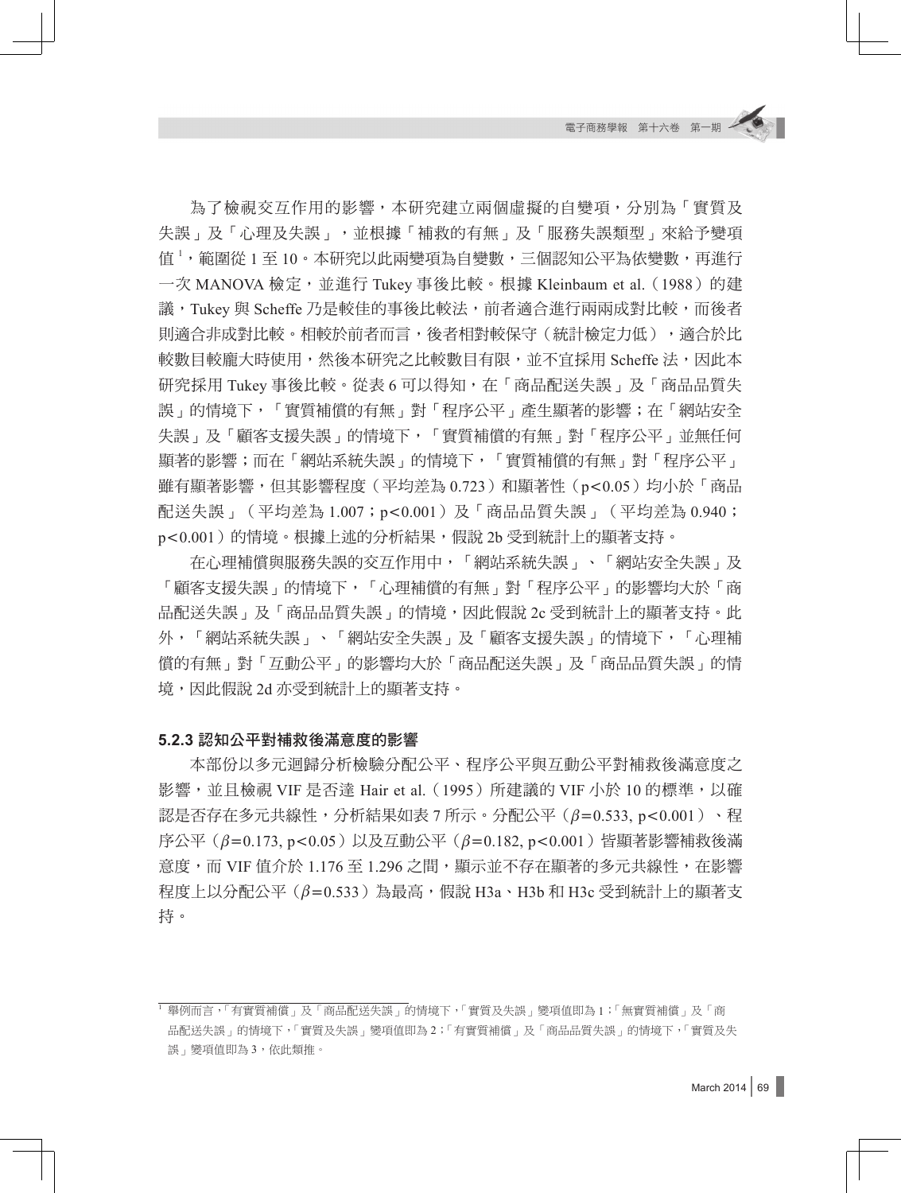為了檢視交互作用的影響，本研究建立兩個虛擬的自變項，分別為「實質及失誤」及「心理及失誤」，並根據「補救的有無」及「服務失誤類型」來給予變項值[1]，範圍從 1 至 10。本研究以此兩變項為自變數，三個認知公平為依變數，再進行一次 MANOVA 檢定，並進行 Tukey 事後比較。根據 Kleinbaum et al.（1988）的建議，Tukey 與 Scheffe 乃是較佳的事後比較法，前者適合進行兩兩成對比較，而後者則適合非成對比較。相較於前者而言，後者相對較保守（統計檢定力低），適合於比較數目較龐大時使用，然後本研究之比較數目有限，並不宜採用 Scheffe 法，因此本研究採用 Tukey 事後比較。從表 6 可以得知，在「商品配送失誤」及「商品品質失誤」的情境下，「實質補償的有無」對「程序公平」產生顯著的影響；在「網站安全失誤」及「顧客支援失誤」的情境下，「實質補償的有無」對「程序公平」並無任何顯著的影響；而在「網站系統失誤」的情境下，「實質補償的有無」對「程序公平」雖有顯著影響，但其影響程度（平均差為 0.723）和顯著性（$p<0.05$）均小於「商品配送失誤」（平均差為 1.007；$p<0.001$）及「商品品質失誤」（平均差為 0.940；$p<0.001$）的情境。根據上述的分析結果，假說 2b 受到統計上的顯著支持。

在心理補償與服務失誤的交互作用中，「網站系統失誤」、「網站安全失誤」及「顧客支援失誤」的情境下，「心理補償的有無」對「程序公平」的影響均大於「商品配送失誤」及「商品品質失誤」的情境，因此假說 2c 受到統計上的顯著支持。此外，「網站系統失誤」、「網站安全失誤」及「顧客支援失誤」的情境下，「心理補償的有無」對「互動公平」的影響均大於「商品配送失誤」及「商品品質失誤」的情境，因此假說 2d 亦受到統計上的顯著支持。

### 5.2.3 認知公平對補救後滿意度的影響

本部份以多元迴歸分析檢驗分配公平、程序公平與互動公平對補救後滿意度之影響，並且檢視 VIF 是否達 Hair et al.（1995）所建議的 VIF 小於 10 的標準，以確認是否存在多元共線性，分析結果如表 7 所示。分配公平（$\beta=0.533$, $p<0.001$）、程序公平（$\beta=0.173$, $p<0.05$）以及互動公平（$\beta=0.182$, $p<0.001$）皆顯著影響補救後滿意度，而 VIF 值介於 1.176 至 1.296 之間，顯示並不存在顯著的多元共線性，在影響程度上以分配公平（$\beta=0.533$）為最高，假說 H3a、H3b 和 H3c 受到統計上的顯著支持。

---

[1] 舉例而言，「有實質補償」及「商品配送失誤」的情境下，「實質及失誤」變項值即為 1；「無實質補償」及「商品配送失誤」的情境下，「實質及失誤」變項值即為 2；「有實質補償」及「商品品質失誤」的情境下，「實質及失誤」變項值即為 3，依此類推。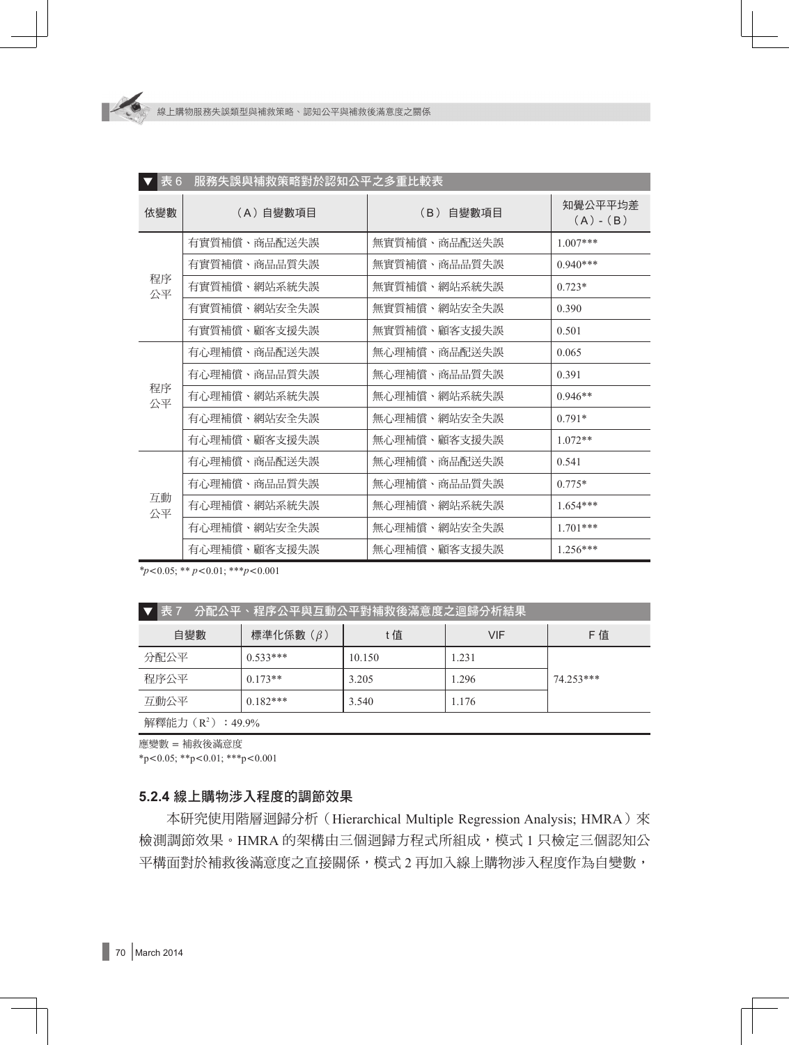▼ 表 6　服務失誤與補救策略對於認知公平之多重比較表

| 依變數 | （A）自變數項目 | （B） 自變數項目 | 知覺公平平均差（A）-（B） |
|---|---|---|---|
| 程序公平 | 有實質補償、商品配送失誤 | 無實質補償、商品配送失誤 | 1.007*** |
| | 有實質補償、商品品質失誤 | 無實質補償、商品品質失誤 | 0.940*** |
| | 有實質補償、網站系統失誤 | 無實質補償、網站系統失誤 | 0.723* |
| | 有實質補償、網站安全失誤 | 無實質補償、網站安全失誤 | 0.390 |
| | 有實質補償、顧客支援失誤 | 無實質補償、顧客支援失誤 | 0.501 |
| 程序公平 | 有心理補償、商品配送失誤 | 無心理補償、商品配送失誤 | 0.065 |
| | 有心理補償、商品品質失誤 | 無心理補償、商品品質失誤 | 0.391 |
| | 有心理補償、網站系統失誤 | 無心理補償、網站系統失誤 | 0.946** |
| | 有心理補償、網站安全失誤 | 無心理補償、網站安全失誤 | 0.791* |
| | 有心理補償、顧客支援失誤 | 無心理補償、顧客支援失誤 | 1.072** |
| 互動公平 | 有心理補償、商品配送失誤 | 無心理補償、商品配送失誤 | 0.541 |
| | 有心理補償、商品品質失誤 | 無心理補償、商品品質失誤 | 0.775* |
| | 有心理補償、網站系統失誤 | 無心理補償、網站系統失誤 | 1.654*** |
| | 有心理補償、網站安全失誤 | 無心理補償、網站安全失誤 | 1.701*** |
| | 有心理補償、顧客支援失誤 | 無心理補償、顧客支援失誤 | 1.256*** |

$^{*}p<0.05$; $^{**}p<0.01$; $^{***}p<0.001$

▼ 表 7　分配公平、程序公平與互動公平對補救後滿意度之迴歸分析結果

| 自變數 | 標準化係數（β） | t 值 | VIF | F 值 |
|---|---|---|---|---|
| 分配公平 | 0.533*** | 10.150 | 1.231 | 74.253*** |
| 程序公平 | 0.173** | 3.205 | 1.296 | |
| 互動公平 | 0.182*** | 3.540 | 1.176 | |
| 解釋能力（$R^2$）：49.9% | | | | |

應變數 = 補救後滿意度

$^{*}p<0.05$; $^{**}p<0.01$; $^{***}p<0.001$

### 5.2.4 線上購物涉入程度的調節效果

本研究使用階層迴歸分析（Hierarchical Multiple Regression Analysis; HMRA）來檢測調節效果。HMRA 的架構由三個迴歸方程式所組成，模式 1 只檢定三個認知公平構面對於補救後滿意度之直接關係，模式 2 再加入線上購物涉入程度作為自變數，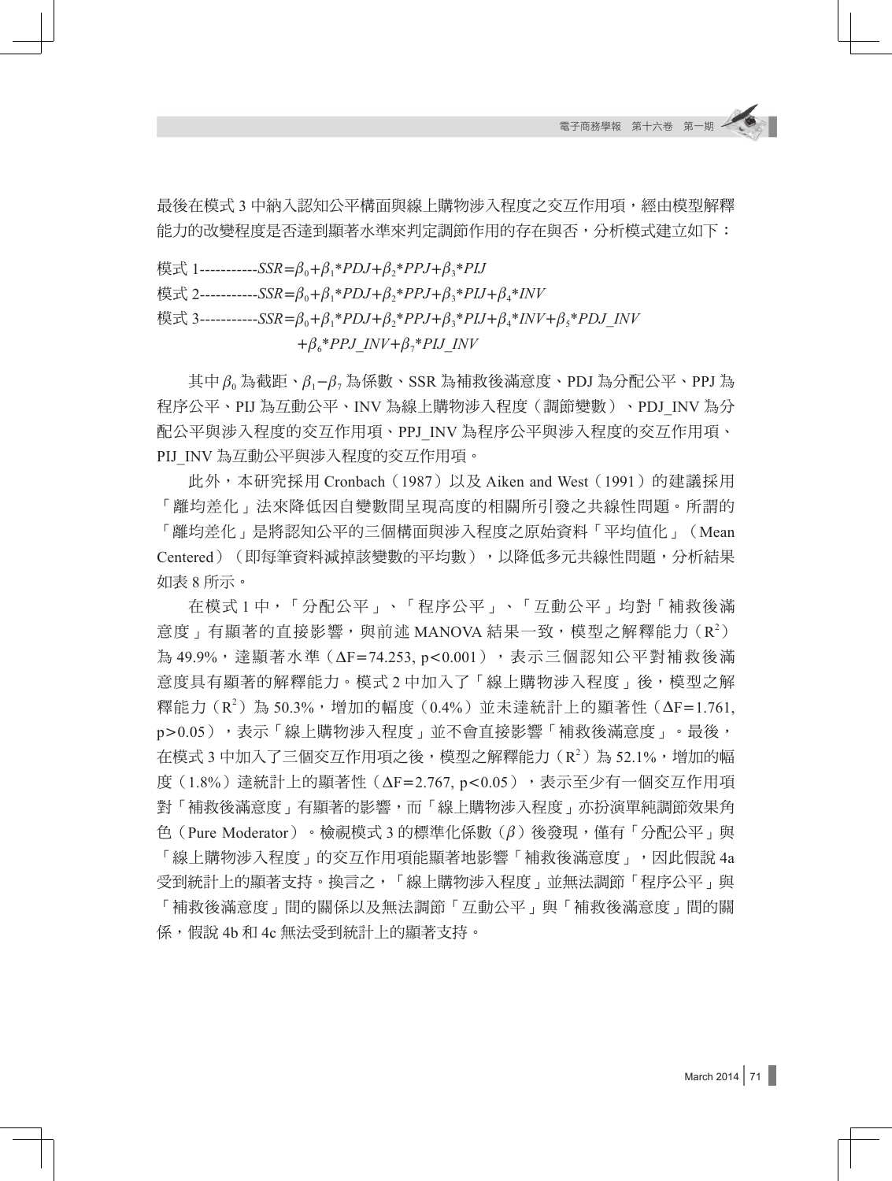最後在模式 3 中納入認知公平構面與線上購物涉入程度之交互作用項，經由模型解釋能力的改變程度是否達到顯著水準來判定調節作用的存在與否，分析模式建立如下：

模式 1-----------$SSR=\beta_0+\beta_1*PDJ+\beta_2*PPJ+\beta_3*PIJ$

模式 2-----------$SSR=\beta_0+\beta_1*PDJ+\beta_2*PPJ+\beta_3*PIJ+\beta_4*INV$

模式 3-----------$SSR=\beta_0+\beta_1*PDJ+\beta_2*PPJ+\beta_3*PIJ+\beta_4*INV+\beta_5*PDJ\_INV$
$+\beta_6*PPJ\_INV+\beta_7*PIJ\_INV$

其中 $\beta_0$ 為截距、$\beta_1-\beta_7$ 為係數、SSR 為補救後滿意度、PDJ 為分配公平、PPJ 為程序公平、PIJ 為互動公平、INV 為線上購物涉入程度（調節變數）、PDJ_INV 為分配公平與涉入程度的交互作用項、PPJ_INV 為程序公平與涉入程度的交互作用項、PIJ_INV 為互動公平與涉入程度的交互作用項。

此外，本研究採用 Cronbach（1987）以及 Aiken and West（1991）的建議採用「離均差化」法來降低因自變數間呈現高度的相關所引發之共線性問題。所謂的「離均差化」是將認知公平的三個構面與涉入程度之原始資料「平均值化」（Mean Centered）（即每筆資料減掉該變數的平均數），以降低多元共線性問題，分析結果如表 8 所示。

在模式 1 中，「分配公平」、「程序公平」、「互動公平」均對「補救後滿意度」有顯著的直接影響，與前述 MANOVA 結果一致，模型之解釋能力（$R^2$）為 49.9%，達顯著水準（$\Delta F=74.253$, $p<0.001$），表示三個認知公平對補救後滿意度具有顯著的解釋能力。模式 2 中加入了「線上購物涉入程度」後，模型之解釋能力（$R^2$）為 50.3%，增加的幅度（0.4%）並未達統計上的顯著性（$\Delta F=1.761$, $p>0.05$），表示「線上購物涉入程度」並不會直接影響「補救後滿意度」。最後，在模式 3 中加入了三個交互作用項之後，模型之解釋能力（$R^2$）為 52.1%，增加的幅度（1.8%）達統計上的顯著性（$\Delta F=2.767$, $p<0.05$），表示至少有一個交互作用項對「補救後滿意度」有顯著的影響，而「線上購物涉入程度」亦扮演單純調節效果角色（Pure Moderator）。檢視模式 3 的標準化係數（$\beta$）後發現，僅有「分配公平」與「線上購物涉入程度」的交互作用項能顯著地影響「補救後滿意度」，因此假說 4a 受到統計上的顯著支持。換言之，「線上購物涉入程度」並無法調節「程序公平」與「補救後滿意度」間的關係以及無法調節「互動公平」與「補救後滿意度」間的關係，假說 4b 和 4c 無法受到統計上的顯著支持。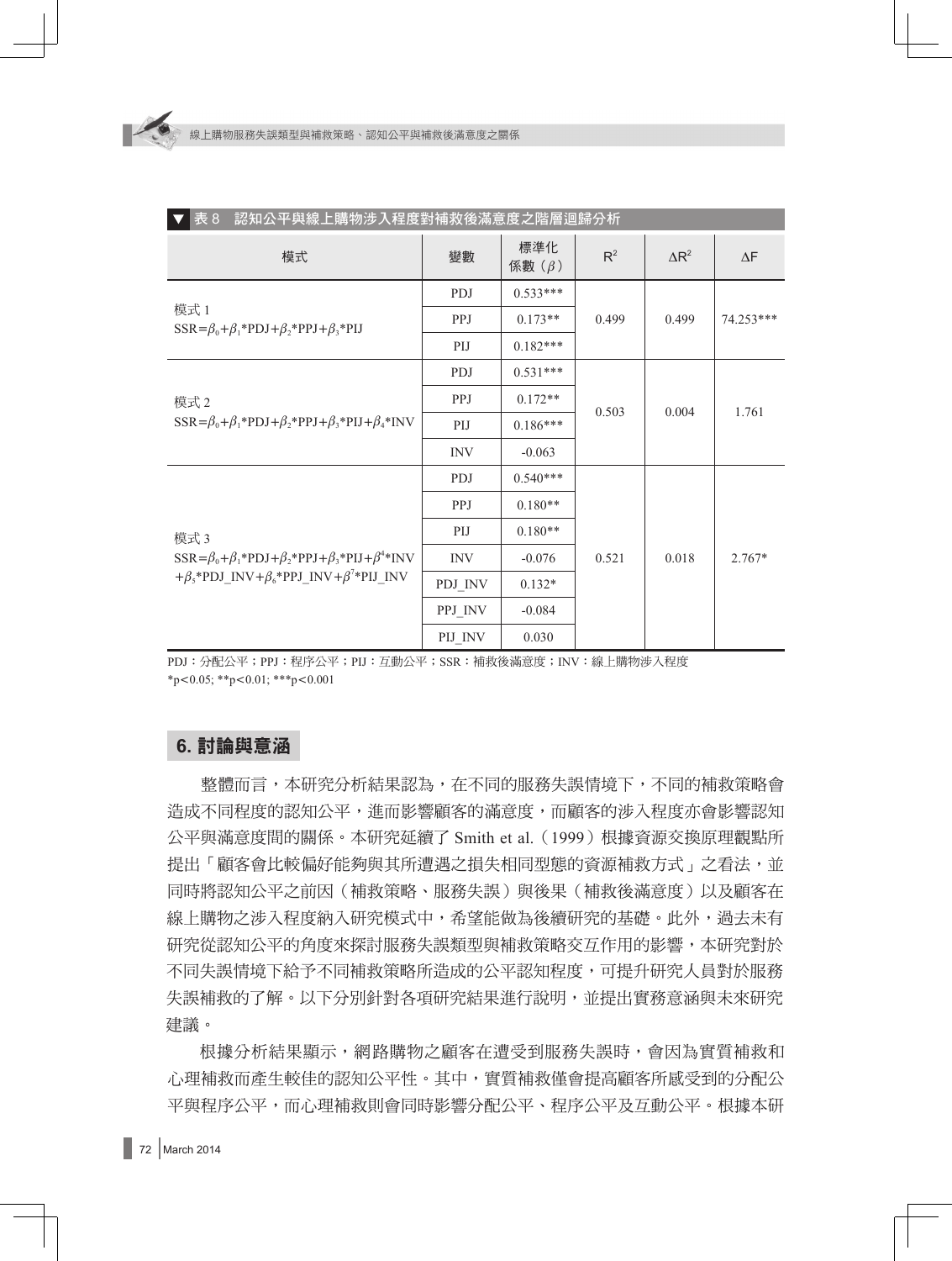**表 8　認知公平與線上購物涉入程度對補救後滿意度之階層迴歸分析**

| 模式 | 變數 | 標準化係數（$\beta$） | $R^2$ | $\Delta R^2$ | $\Delta F$ |
|---|---|---|---|---|---|
| 模式 1<br>$SSR=\beta_0+\beta_1*PDJ+\beta_2*PPJ+\beta_3*PIJ$ | PDJ | 0.533*** | 0.499 | 0.499 | 74.253*** |
| | PPJ | 0.173** | | | |
| | PIJ | 0.182*** | | | |
| 模式 2<br>$SSR=\beta_0+\beta_1*PDJ+\beta_2*PPJ+\beta_3*PIJ+\beta_4*INV$ | PDJ | 0.531*** | 0.503 | 0.004 | 1.761 |
| | PPJ | 0.172** | | | |
| | PIJ | 0.186*** | | | |
| | INV | -0.063 | | | |
| 模式 3<br>$SSR=\beta_0+\beta_1*PDJ+\beta_2*PPJ+\beta_3*PIJ+\beta^4*INV+\beta_5*PDJ\_INV+\beta_6*PPJ\_INV+\beta^7*PIJ\_INV$ | PDJ | 0.540*** | 0.521 | 0.018 | 2.767* |
| | PPJ | 0.180** | | | |
| | PIJ | 0.180** | | | |
| | INV | -0.076 | | | |
| | PDJ_INV | 0.132* | | | |
| | PPJ_INV | -0.084 | | | |
| | PIJ_INV | 0.030 | | | |

PDJ：分配公平；PPJ：程序公平；PIJ：互動公平；SSR：補救後滿意度；INV：線上購物涉入程度
*p<0.05; **p<0.01; ***p<0.001

## 6. 討論與意涵

整體而言，本研究分析結果認為，在不同的服務失誤情境下，不同的補救策略會造成不同程度的認知公平，進而影響顧客的滿意度，而顧客的涉入程度亦會影響認知公平與滿意度間的關係。本研究延續了 Smith et al.（1999）根據資源交換原理觀點所提出「顧客會比較偏好能夠與其所遭遇之損失相同型態的資源補救方式」之看法，並同時將認知公平之前因（補救策略、服務失誤）與後果（補救後滿意度）以及顧客在線上購物之涉入程度納入研究模式中，希望能做為後續研究的基礎。此外，過去未有研究從認知公平的角度來探討服務失誤類型與補救策略交互作用的影響，本研究對於不同失誤情境下給予不同補救策略所造成的公平認知程度，可提升研究人員對於服務失誤補救的了解。以下分別針對各項研究結果進行說明，並提出實務意涵與未來研究建議。

根據分析結果顯示，網路購物之顧客在遭受到服務失誤時，會因為實質補救和心理補救而產生較佳的認知公平性。其中，實質補救僅會提高顧客所感受到的分配公平與程序公平，而心理補救則會同時影響分配公平、程序公平及互動公平。根據本研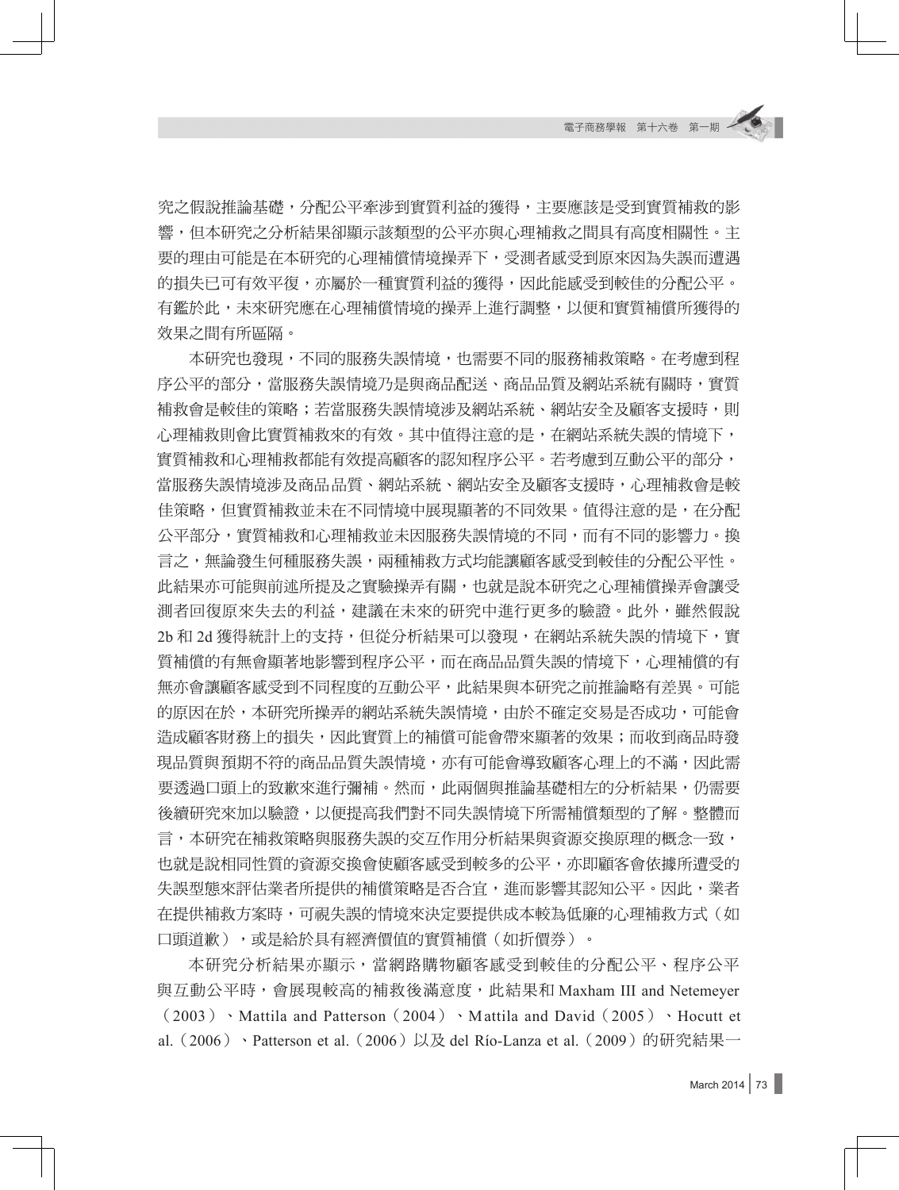究之假說推論基礎，分配公平牽涉到實質利益的獲得，主要應該是受到實質補救的影響，但本研究之分析結果卻顯示該類型的公平亦與心理補救之間具有高度相關性。主要的理由可能是在本研究的心理補償情境操弄下，受測者感受到原來因為失誤而遭遇的損失已可有效平復，亦屬於一種實質利益的獲得，因此能感受到較佳的分配公平。有鑑於此，未來研究應在心理補償情境的操弄上進行調整，以便和實質補償所獲得的效果之間有所區隔。

本研究也發現，不同的服務失誤情境，也需要不同的服務補救策略。在考慮到程序公平的部分，當服務失誤情境乃是與商品配送、商品品質及網站系統有關時，實質補救會是較佳的策略；若當服務失誤情境涉及網站系統、網站安全及顧客支援時，則心理補救則會比實質補救來的有效。其中值得注意的是，在網站系統失誤的情境下，實質補救和心理補救都能有效提高顧客的認知程序公平。若考慮到互動公平的部分，當服務失誤情境涉及商品品質、網站系統、網站安全及顧客支援時，心理補救會是較佳策略，但實質補救並未在不同情境中展現顯著的不同效果。值得注意的是，在分配公平部分，實質補救和心理補救並未因服務失誤情境的不同，而有不同的影響力。換言之，無論發生何種服務失誤，兩種補救方式均能讓顧客感受到較佳的分配公平性。此結果亦可能與前述所提及之實驗操弄有關，也就是說本研究之心理補償操弄會讓受測者回復原來失去的利益，建議在未來的研究中進行更多的驗證。此外，雖然假說 2b 和 2d 獲得統計上的支持，但從分析結果可以發現，在網站系統失誤的情境下，實質補償的有無會顯著地影響到程序公平，而在商品品質失誤的情境下，心理補償的有無亦會讓顧客感受到不同程度的互動公平，此結果與本研究之前推論略有差異。可能的原因在於，本研究所操弄的網站系統失誤情境，由於不確定交易是否成功，可能會造成顧客財務上的損失，因此實質上的補償可能會帶來顯著的效果；而收到商品時發現品質與預期不符的商品品質失誤情境，亦有可能會導致顧客心理上的不滿，因此需要透過口頭上的致歉來進行彌補。然而，此兩個與推論基礎相左的分析結果，仍需要後續研究來加以驗證，以便提高我們對不同失誤情境下所需補償類型的了解。整體而言，本研究在補救策略與服務失誤的交互作用分析結果與資源交換原理的概念一致，也就是說相同性質的資源交換會使顧客感受到較多的公平，亦即顧客會依據所遭受的失誤型態來評估業者所提供的補償策略是否合宜，進而影響其認知公平。因此，業者在提供補救方案時，可視失誤的情境來決定要提供成本較為低廉的心理補救方式（如口頭道歉），或是給於具有經濟價值的實質補償（如折價券）。

本研究分析結果亦顯示，當網路購物顧客感受到較佳的分配公平、程序公平與互動公平時，會展現較高的補救後滿意度，此結果和 Maxham III and Netemeyer（2003）、Mattila and Patterson（2004）、Mattila and David（2005）、Hocutt et al.（2006）、Patterson et al.（2006）以及 del Río-Lanza et al.（2009）的研究結果一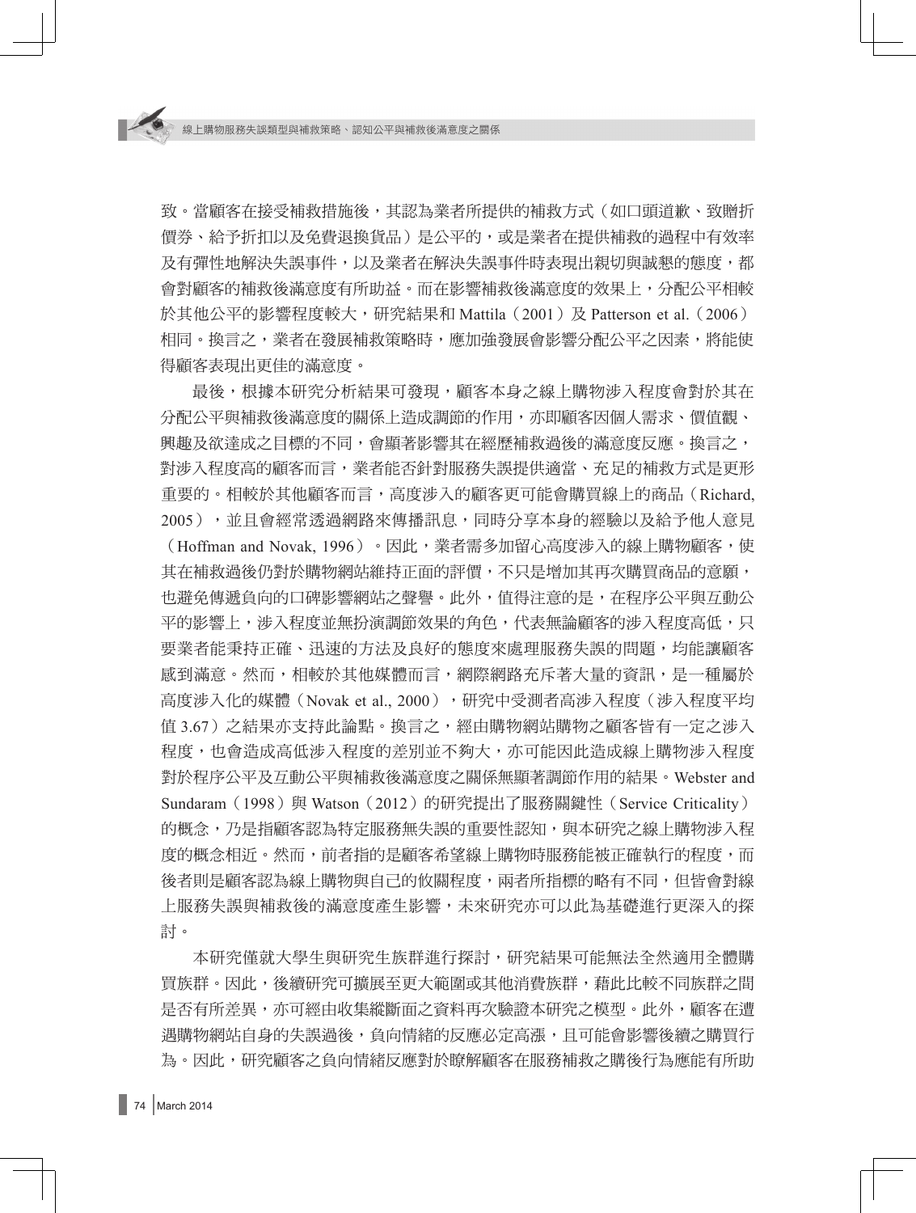致。當顧客在接受補救措施後，其認為業者所提供的補救方式（如口頭道歉、致贈折價券、給予折扣以及免費退換貨品）是公平的，或是業者在提供補救的過程中有效率及有彈性地解決失誤事件，以及業者在解決失誤事件時表現出親切與誠懇的態度，都會對顧客的補救後滿意度有所助益。而在影響補救後滿意度的效果上，分配公平相較於其他公平的影響程度較大，研究結果和 Mattila（2001）及 Patterson et al.（2006）相同。換言之，業者在發展補救策略時，應加強發展會影響分配公平之因素，將能使得顧客表現出更佳的滿意度。

最後，根據本研究分析結果可發現，顧客本身之線上購物涉入程度會對於其在分配公平與補救後滿意度的關係上造成調節的作用，亦即顧客因個人需求、價值觀、興趣及欲達成之目標的不同，會顯著影響其在經歷補救過後的滿意度反應。換言之，對涉入程度高的顧客而言，業者能否針對服務失誤提供適當、充足的補救方式是更形重要的。相較於其他顧客而言，高度涉入的顧客更可能會購買線上的商品（Richard, 2005），並且會經常透過網路來傳播訊息，同時分享本身的經驗以及給予他人意見（Hoffman and Novak, 1996）。因此，業者需多加留心高度涉入的線上購物顧客，使其在補救過後仍對於購物網站維持正面的評價，不只是增加其再次購買商品的意願，也避免傳遞負向的口碑影響網站之聲譽。此外，值得注意的是，在程序公平與互動公平的影響上，涉入程度並無扮演調節效果的角色，代表無論顧客的涉入程度高低，只要業者能秉持正確、迅速的方法及良好的態度來處理服務失誤的問題，均能讓顧客感到滿意。然而，相較於其他媒體而言，網際網路充斥著大量的資訊，是一種屬於高度涉入化的媒體（Novak et al., 2000），研究中受測者高涉入程度（涉入程度平均值 3.67）之結果亦支持此論點。換言之，經由購物網站購物之顧客皆有一定之涉入程度，也會造成高低涉入程度的差別並不夠大，亦可能因此造成線上購物涉入程度對於程序公平及互動公平與補救後滿意度之關係無顯著調節作用的結果。Webster and Sundaram（1998）與 Watson（2012）的研究提出了服務關鍵性（Service Criticality）的概念，乃是指顧客認為特定服務無失誤的重要性認知，與本研究之線上購物涉入程度的概念相近。然而，前者指的是顧客希望線上購物時服務能被正確執行的程度，而後者則是顧客認為線上購物與自己的攸關程度，兩者所指標的略有不同，但皆會對線上服務失誤與補救後的滿意度產生影響，未來研究亦可以此為基礎進行更深入的探討。

本研究僅就大學生與研究生族群進行探討，研究結果可能無法全然適用全體購買族群。因此，後續研究可擴展至更大範圍或其他消費族群，藉此比較不同族群之間是否有所差異，亦可經由收集縱斷面之資料再次驗證本研究之模型。此外，顧客在遭遇購物網站自身的失誤過後，負向情緒的反應必定高漲，且可能會影響後續之購買行為。因此，研究顧客之負向情緒反應對於瞭解顧客在服務補救之購後行為應能有所助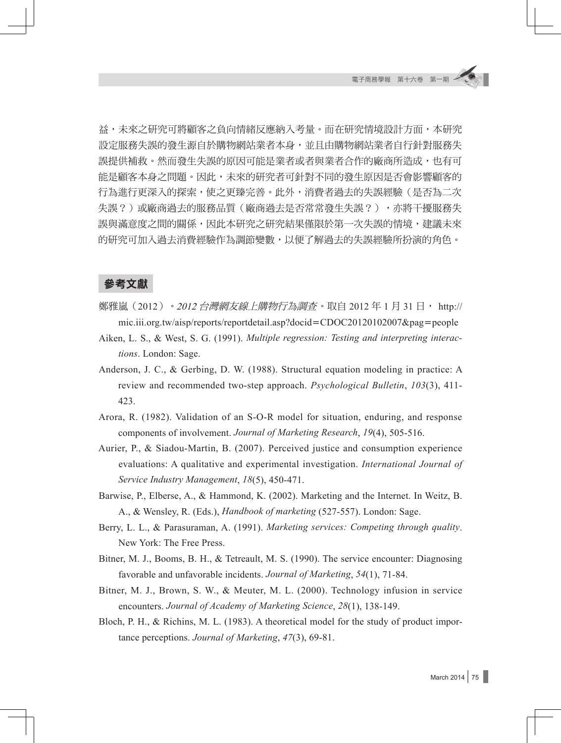益，未來之研究可將顧客之負向情緒反應納入考量。而在研究情境設計方面，本研究設定服務失誤的發生源自於購物網站業者本身，並且由購物網站業者自行針對服務失誤提供補救。然而發生失誤的原因可能是業者或者與業者合作的廠商所造成，也有可能是顧客本身之問題。因此，未來的研究者可針對不同的發生原因是否會影響顧客的行為進行更深入的探索，使之更臻完善。此外，消費者過去的失誤經驗（是否為二次失誤？）或廠商過去的服務品質（廠商過去是否常常發生失誤？），亦將干擾服務失誤與滿意度之間的關係，因此本研究之研究結果僅限於第一次失誤的情境，建議未來的研究可加入過去消費經驗作為調節變數，以便了解過去的失誤經驗所扮演的角色。

## 參考文獻

鄭雅嵐（2012）。*2012 台灣網友線上購物行為調查*。取自 2012 年 1 月 31 日， http://mic.iii.org.tw/aisp/reports/reportdetail.asp?docid=CDOC20120102007&pag=people

Aiken, L. S., & West, S. G. (1991). *Multiple regression: Testing and interpreting interactions*. London: Sage.

Anderson, J. C., & Gerbing, D. W. (1988). Structural equation modeling in practice: A review and recommended two-step approach. *Psychological Bulletin*, *103*(3), 411-423.

Arora, R. (1982). Validation of an S-O-R model for situation, enduring, and response components of involvement. *Journal of Marketing Research*, *19*(4), 505-516.

Aurier, P., & Siadou-Martin, B. (2007). Perceived justice and consumption experience evaluations: A qualitative and experimental investigation. *International Journal of Service Industry Management*, *18*(5), 450-471.

Barwise, P., Elberse, A., & Hammond, K. (2002). Marketing and the Internet. In Weitz, B. A., & Wensley, R. (Eds.), *Handbook of marketing* (527-557). London: Sage.

Berry, L. L., & Parasuraman, A. (1991). *Marketing services: Competing through quality*. New York: The Free Press.

Bitner, M. J., Booms, B. H., & Tetreault, M. S. (1990). The service encounter: Diagnosing favorable and unfavorable incidents. *Journal of Marketing*, *54*(1), 71-84.

Bitner, M. J., Brown, S. W., & Meuter, M. L. (2000). Technology infusion in service encounters. *Journal of Academy of Marketing Science*, *28*(1), 138-149.

Bloch, P. H., & Richins, M. L. (1983). A theoretical model for the study of product importance perceptions. *Journal of Marketing*, *47*(3), 69-81.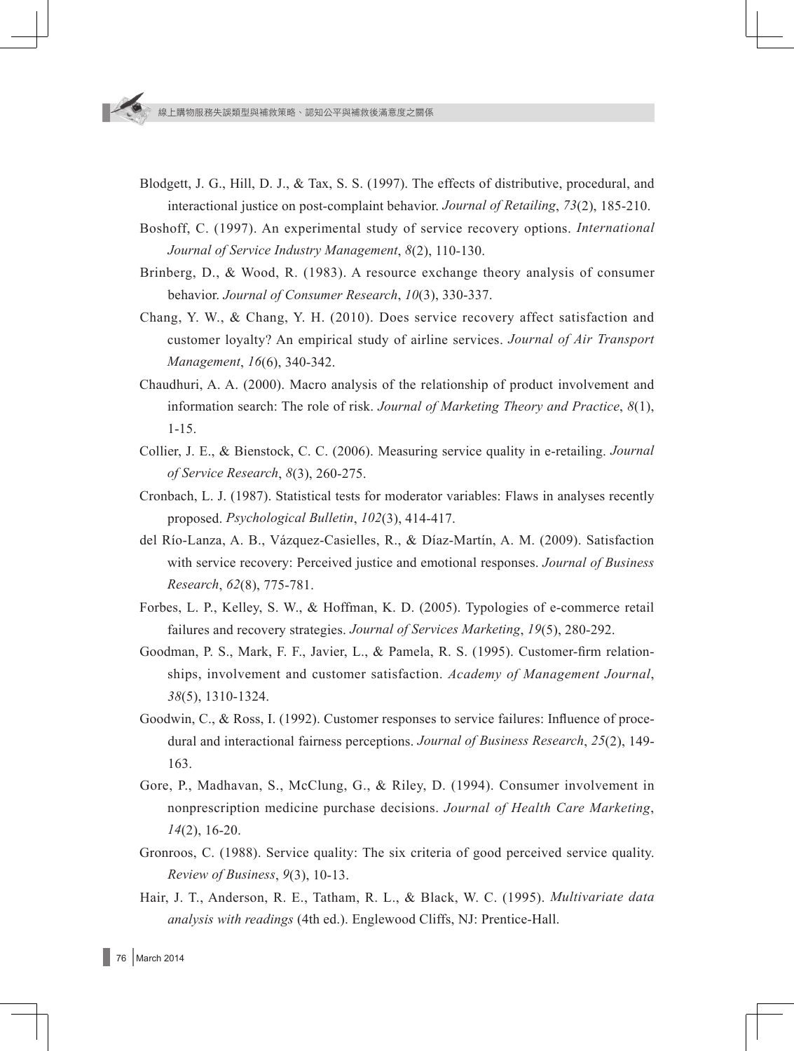Blodgett, J. G., Hill, D. J., & Tax, S. S. (1997). The effects of distributive, procedural, and interactional justice on post-complaint behavior. *Journal of Retailing*, *73*(2), 185-210.

Boshoff, C. (1997). An experimental study of service recovery options. *International Journal of Service Industry Management*, *8*(2), 110-130.

Brinberg, D., & Wood, R. (1983). A resource exchange theory analysis of consumer behavior. *Journal of Consumer Research*, *10*(3), 330-337.

Chang, Y. W., & Chang, Y. H. (2010). Does service recovery affect satisfaction and customer loyalty? An empirical study of airline services. *Journal of Air Transport Management*, *16*(6), 340-342.

Chaudhuri, A. A. (2000). Macro analysis of the relationship of product involvement and information search: The role of risk. *Journal of Marketing Theory and Practice*, *8*(1), 1-15.

Collier, J. E., & Bienstock, C. C. (2006). Measuring service quality in e-retailing. *Journal of Service Research*, *8*(3), 260-275.

Cronbach, L. J. (1987). Statistical tests for moderator variables: Flaws in analyses recently proposed. *Psychological Bulletin*, *102*(3), 414-417.

del Río-Lanza, A. B., Vázquez-Casielles, R., & Díaz-Martín, A. M. (2009). Satisfaction with service recovery: Perceived justice and emotional responses. *Journal of Business Research*, *62*(8), 775-781.

Forbes, L. P., Kelley, S. W., & Hoffman, K. D. (2005). Typologies of e-commerce retail failures and recovery strategies. *Journal of Services Marketing*, *19*(5), 280-292.

Goodman, P. S., Mark, F. F., Javier, L., & Pamela, R. S. (1995). Customer-firm relationships, involvement and customer satisfaction. *Academy of Management Journal*, *38*(5), 1310-1324.

Goodwin, C., & Ross, I. (1992). Customer responses to service failures: Influence of procedural and interactional fairness perceptions. *Journal of Business Research*, *25*(2), 149-163.

Gore, P., Madhavan, S., McClung, G., & Riley, D. (1994). Consumer involvement in nonprescription medicine purchase decisions. *Journal of Health Care Marketing*, *14*(2), 16-20.

Gronroos, C. (1988). Service quality: The six criteria of good perceived service quality. *Review of Business*, *9*(3), 10-13.

Hair, J. T., Anderson, R. E., Tatham, R. L., & Black, W. C. (1995). *Multivariate data analysis with readings* (4th ed.). Englewood Cliffs, NJ: Prentice-Hall.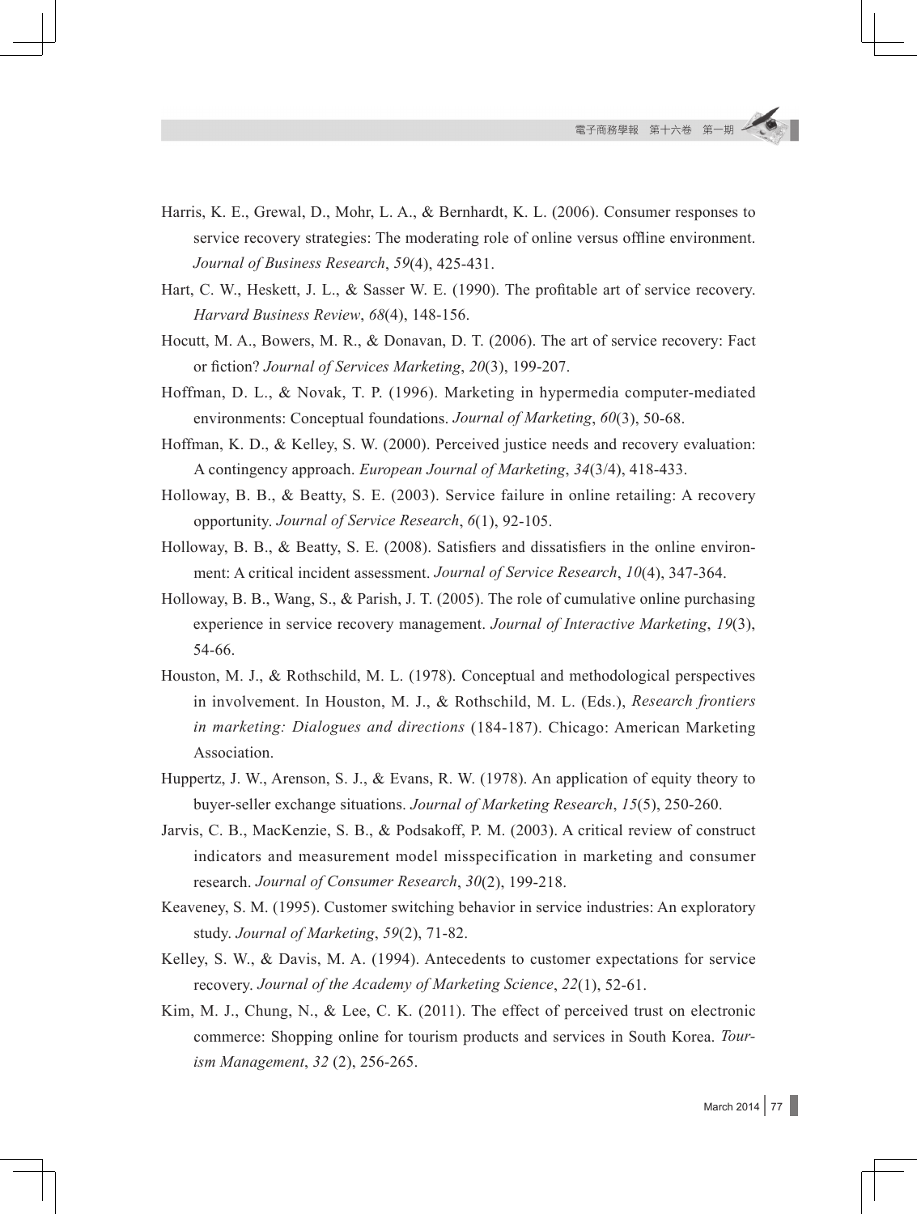Harris, K. E., Grewal, D., Mohr, L. A., & Bernhardt, K. L. (2006). Consumer responses to service recovery strategies: The moderating role of online versus offline environment. *Journal of Business Research*, *59*(4), 425-431.

Hart, C. W., Heskett, J. L., & Sasser W. E. (1990). The profitable art of service recovery. *Harvard Business Review*, *68*(4), 148-156.

Hocutt, M. A., Bowers, M. R., & Donavan, D. T. (2006). The art of service recovery: Fact or fiction? *Journal of Services Marketing*, *20*(3), 199-207.

Hoffman, D. L., & Novak, T. P. (1996). Marketing in hypermedia computer-mediated environments: Conceptual foundations. *Journal of Marketing*, *60*(3), 50-68.

Hoffman, K. D., & Kelley, S. W. (2000). Perceived justice needs and recovery evaluation: A contingency approach. *European Journal of Marketing*, *34*(3/4), 418-433.

Holloway, B. B., & Beatty, S. E. (2003). Service failure in online retailing: A recovery opportunity. *Journal of Service Research*, *6*(1), 92-105.

Holloway, B. B., & Beatty, S. E. (2008). Satisfiers and dissatisfiers in the online environment: A critical incident assessment. *Journal of Service Research*, *10*(4), 347-364.

Holloway, B. B., Wang, S., & Parish, J. T. (2005). The role of cumulative online purchasing experience in service recovery management. *Journal of Interactive Marketing*, *19*(3), 54-66.

Houston, M. J., & Rothschild, M. L. (1978). Conceptual and methodological perspectives in involvement. In Houston, M. J., & Rothschild, M. L. (Eds.), *Research frontiers in marketing: Dialogues and directions* (184-187). Chicago: American Marketing Association.

Huppertz, J. W., Arenson, S. J., & Evans, R. W. (1978). An application of equity theory to buyer-seller exchange situations. *Journal of Marketing Research*, *15*(5), 250-260.

Jarvis, C. B., MacKenzie, S. B., & Podsakoff, P. M. (2003). A critical review of construct indicators and measurement model misspecification in marketing and consumer research. *Journal of Consumer Research*, *30*(2), 199-218.

Keaveney, S. M. (1995). Customer switching behavior in service industries: An exploratory study. *Journal of Marketing*, *59*(2), 71-82.

Kelley, S. W., & Davis, M. A. (1994). Antecedents to customer expectations for service recovery. *Journal of the Academy of Marketing Science*, *22*(1), 52-61.

Kim, M. J., Chung, N., & Lee, C. K. (2011). The effect of perceived trust on electronic commerce: Shopping online for tourism products and services in South Korea. *Tourism Management*, *32* (2), 256-265.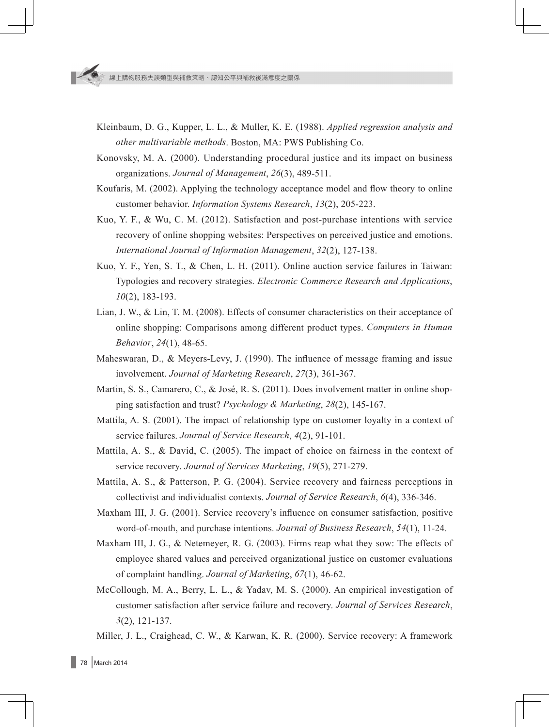Kleinbaum, D. G., Kupper, L. L., & Muller, K. E. (1988). *Applied regression analysis and other multivariable methods*. Boston, MA: PWS Publishing Co.

Konovsky, M. A. (2000). Understanding procedural justice and its impact on business organizations. *Journal of Management*, *26*(3), 489-511.

Koufaris, M. (2002). Applying the technology acceptance model and flow theory to online customer behavior. *Information Systems Research*, *13*(2), 205-223.

Kuo, Y. F., & Wu, C. M. (2012). Satisfaction and post-purchase intentions with service recovery of online shopping websites: Perspectives on perceived justice and emotions. *International Journal of Information Management*, *32*(2), 127-138.

Kuo, Y. F., Yen, S. T., & Chen, L. H. (2011). Online auction service failures in Taiwan: Typologies and recovery strategies. *Electronic Commerce Research and Applications*, *10*(2), 183-193.

Lian, J. W., & Lin, T. M. (2008). Effects of consumer characteristics on their acceptance of online shopping: Comparisons among different product types. *Computers in Human Behavior*, *24*(1), 48-65.

Maheswaran, D., & Meyers-Levy, J. (1990). The influence of message framing and issue involvement. *Journal of Marketing Research*, *27*(3), 361-367.

Martin, S. S., Camarero, C., & José, R. S. (2011). Does involvement matter in online shopping satisfaction and trust? *Psychology & Marketing*, *28*(2), 145-167.

Mattila, A. S. (2001). The impact of relationship type on customer loyalty in a context of service failures. *Journal of Service Research*, *4*(2), 91-101.

Mattila, A. S., & David, C. (2005). The impact of choice on fairness in the context of service recovery. *Journal of Services Marketing*, *19*(5), 271-279.

Mattila, A. S., & Patterson, P. G. (2004). Service recovery and fairness perceptions in collectivist and individualist contexts. *Journal of Service Research*, *6*(4), 336-346.

Maxham III, J. G. (2001). Service recovery's influence on consumer satisfaction, positive word-of-mouth, and purchase intentions. *Journal of Business Research*, *54*(1), 11-24.

Maxham III, J. G., & Netemeyer, R. G. (2003). Firms reap what they sow: The effects of employee shared values and perceived organizational justice on customer evaluations of complaint handling. *Journal of Marketing*, *67*(1), 46-62.

McCollough, M. A., Berry, L. L., & Yadav, M. S. (2000). An empirical investigation of customer satisfaction after service failure and recovery. *Journal of Services Research*, *3*(2), 121-137.

Miller, J. L., Craighead, C. W., & Karwan, K. R. (2000). Service recovery: A framework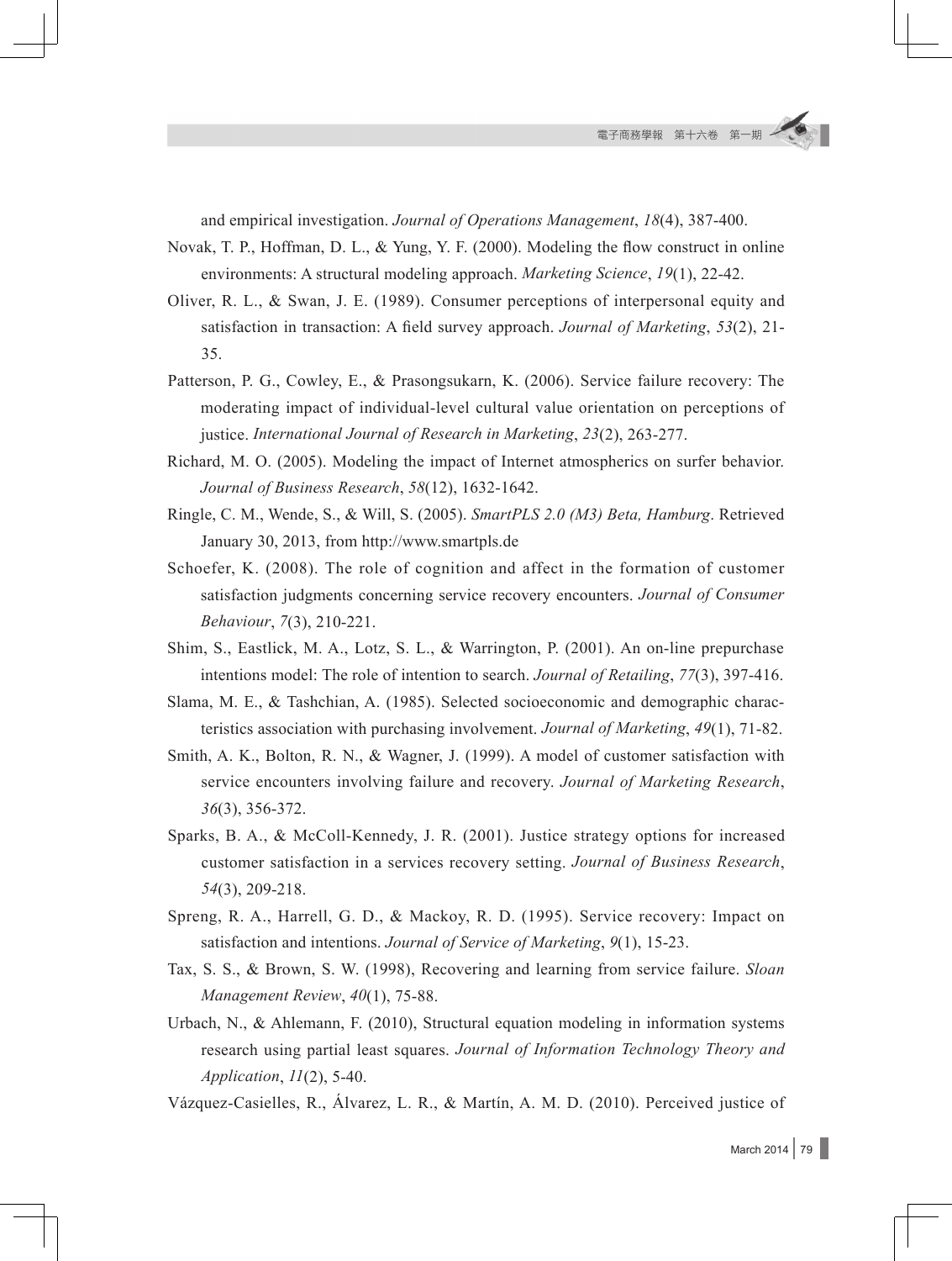and empirical investigation. *Journal of Operations Management*, *18*(4), 387-400.

Novak, T. P., Hoffman, D. L., & Yung, Y. F. (2000). Modeling the flow construct in online environments: A structural modeling approach. *Marketing Science*, *19*(1), 22-42.

Oliver, R. L., & Swan, J. E. (1989). Consumer perceptions of interpersonal equity and satisfaction in transaction: A field survey approach. *Journal of Marketing*, *53*(2), 21-35.

Patterson, P. G., Cowley, E., & Prasongsukarn, K. (2006). Service failure recovery: The moderating impact of individual-level cultural value orientation on perceptions of justice. *International Journal of Research in Marketing*, *23*(2), 263-277.

Richard, M. O. (2005). Modeling the impact of Internet atmospherics on surfer behavior. *Journal of Business Research*, *58*(12), 1632-1642.

Ringle, C. M., Wende, S., & Will, S. (2005). *SmartPLS 2.0 (M3) Beta, Hamburg*. Retrieved January 30, 2013, from http://www.smartpls.de

Schoefer, K. (2008). The role of cognition and affect in the formation of customer satisfaction judgments concerning service recovery encounters. *Journal of Consumer Behaviour*, *7*(3), 210-221.

Shim, S., Eastlick, M. A., Lotz, S. L., & Warrington, P. (2001). An on-line prepurchase intentions model: The role of intention to search. *Journal of Retailing*, *77*(3), 397-416.

Slama, M. E., & Tashchian, A. (1985). Selected socioeconomic and demographic characteristics association with purchasing involvement. *Journal of Marketing*, *49*(1), 71-82.

Smith, A. K., Bolton, R. N., & Wagner, J. (1999). A model of customer satisfaction with service encounters involving failure and recovery. *Journal of Marketing Research*, *36*(3), 356-372.

Sparks, B. A., & McColl-Kennedy, J. R. (2001). Justice strategy options for increased customer satisfaction in a services recovery setting. *Journal of Business Research*, *54*(3), 209-218.

Spreng, R. A., Harrell, G. D., & Mackoy, R. D. (1995). Service recovery: Impact on satisfaction and intentions. *Journal of Service of Marketing*, *9*(1), 15-23.

Tax, S. S., & Brown, S. W. (1998), Recovering and learning from service failure. *Sloan Management Review*, *40*(1), 75-88.

Urbach, N., & Ahlemann, F. (2010), Structural equation modeling in information systems research using partial least squares. *Journal of Information Technology Theory and Application*, *11*(2), 5-40.

Vázquez-Casielles, R., Álvarez, L. R., & Martín, A. M. D. (2010). Perceived justice of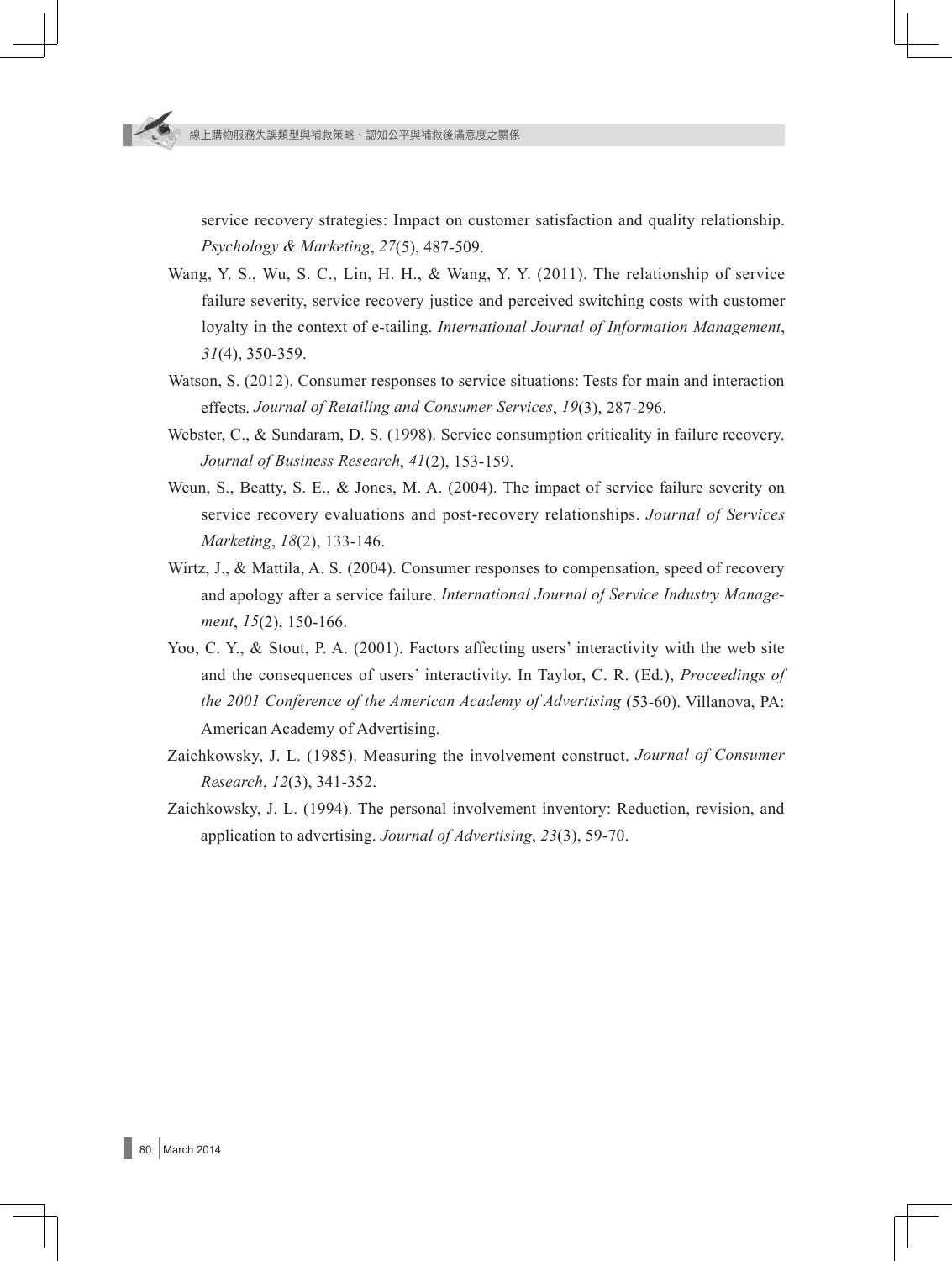service recovery strategies: Impact on customer satisfaction and quality relationship. *Psychology & Marketing*, *27*(5), 487-509.

Wang, Y. S., Wu, S. C., Lin, H. H., & Wang, Y. Y. (2011). The relationship of service failure severity, service recovery justice and perceived switching costs with customer loyalty in the context of e-tailing. *International Journal of Information Management*, *31*(4), 350-359.

Watson, S. (2012). Consumer responses to service situations: Tests for main and interaction effects. *Journal of Retailing and Consumer Services*, *19*(3), 287-296.

Webster, C., & Sundaram, D. S. (1998). Service consumption criticality in failure recovery. *Journal of Business Research*, *41*(2), 153-159.

Weun, S., Beatty, S. E., & Jones, M. A. (2004). The impact of service failure severity on service recovery evaluations and post-recovery relationships. *Journal of Services Marketing*, *18*(2), 133-146.

Wirtz, J., & Mattila, A. S. (2004). Consumer responses to compensation, speed of recovery and apology after a service failure. *International Journal of Service Industry Management*, *15*(2), 150-166.

Yoo, C. Y., & Stout, P. A. (2001). Factors affecting users' interactivity with the web site and the consequences of users' interactivity. In Taylor, C. R. (Ed.), *Proceedings of the 2001 Conference of the American Academy of Advertising* (53-60). Villanova, PA: American Academy of Advertising.

Zaichkowsky, J. L. (1985). Measuring the involvement construct. *Journal of Consumer Research*, *12*(3), 341-352.

Zaichkowsky, J. L. (1994). The personal involvement inventory: Reduction, revision, and application to advertising. *Journal of Advertising*, *23*(3), 59-70.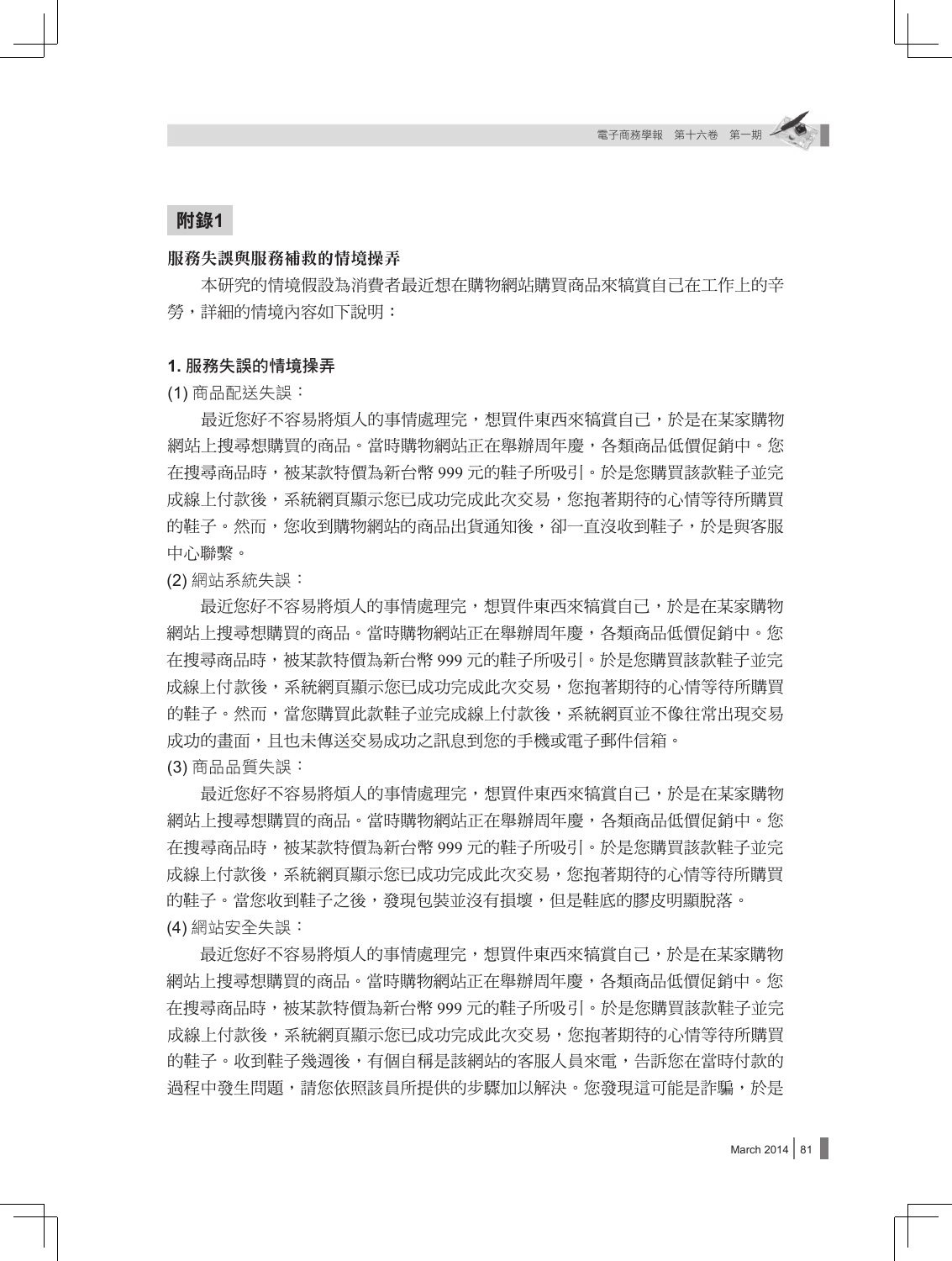## 附錄1

**服務失誤與服務補救的情境操弄**

本研究的情境假設為消費者最近想在購物網站購買商品來犒賞自己在工作上的辛勞，詳細的情境內容如下說明：

### 1. 服務失誤的情境操弄

(1) 商品配送失誤：

最近您好不容易將煩人的事情處理完，想買件東西來犒賞自己，於是在某家購物網站上搜尋想購買的商品。當時購物網站正在舉辦周年慶，各類商品低價促銷中。您在搜尋商品時，被某款特價為新台幣 999 元的鞋子所吸引。於是您購買該款鞋子並完成線上付款後，系統網頁顯示您已成功完成此次交易，您抱著期待的心情等待所購買的鞋子。然而，您收到購物網站的商品出貨通知後，卻一直沒收到鞋子，於是與客服中心聯繫。

(2) 網站系統失誤：

最近您好不容易將煩人的事情處理完，想買件東西來犒賞自己，於是在某家購物網站上搜尋想購買的商品。當時購物網站正在舉辦周年慶，各類商品低價促銷中。您在搜尋商品時，被某款特價為新台幣 999 元的鞋子所吸引。於是您購買該款鞋子並完成線上付款後，系統網頁顯示您已成功完成此次交易，您抱著期待的心情等待所購買的鞋子。然而，當您購買此款鞋子並完成線上付款後，系統網頁並不像往常出現交易成功的畫面，且也未傳送交易成功之訊息到您的手機或電子郵件信箱。

(3) 商品品質失誤：

最近您好不容易將煩人的事情處理完，想買件東西來犒賞自己，於是在某家購物網站上搜尋想購買的商品。當時購物網站正在舉辦周年慶，各類商品低價促銷中。您在搜尋商品時，被某款特價為新台幣 999 元的鞋子所吸引。於是您購買該款鞋子並完成線上付款後，系統網頁顯示您已成功完成此次交易，您抱著期待的心情等待所購買的鞋子。當您收到鞋子之後，發現包裝並沒有損壞，但是鞋底的膠皮明顯脫落。

(4) 網站安全失誤：

最近您好不容易將煩人的事情處理完，想買件東西來犒賞自己，於是在某家購物網站上搜尋想購買的商品。當時購物網站正在舉辦周年慶，各類商品低價促銷中。您在搜尋商品時，被某款特價為新台幣 999 元的鞋子所吸引。於是您購買該款鞋子並完成線上付款後，系統網頁顯示您已成功完成此次交易，您抱著期待的心情等待所購買的鞋子。收到鞋子幾週後，有個自稱是該網站的客服人員來電，告訴您在當時付款的過程中發生問題，請您依照該員所提供的步驟加以解決。您發現這可能是詐騙，於是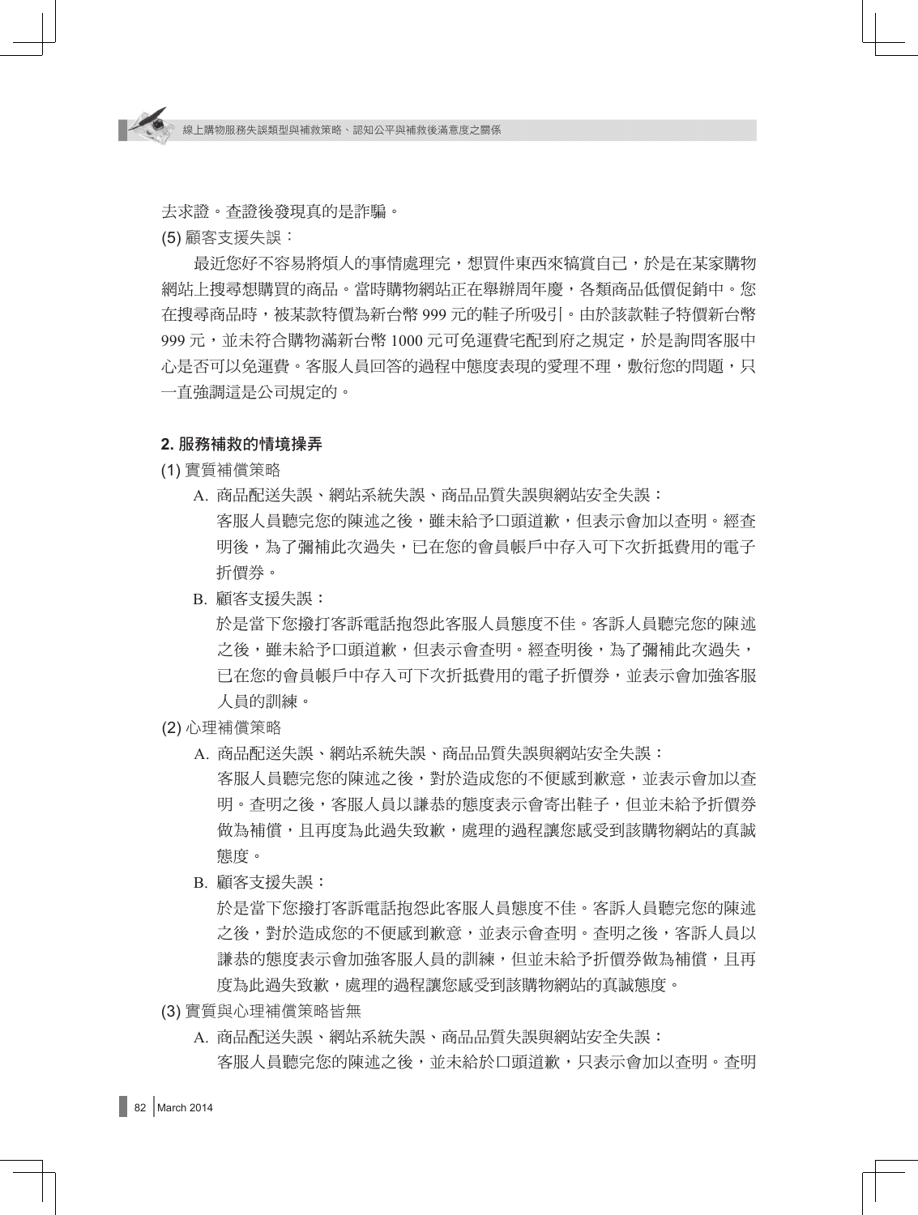去求證。查證後發現真的是詐騙。

(5) 顧客支援失誤：

最近您好不容易將煩人的事情處理完，想買件東西來犒賞自己，於是在某家購物網站上搜尋想購買的商品。當時購物網站正在舉辦周年慶，各類商品低價促銷中。您在搜尋商品時，被某款特價為新台幣 999 元的鞋子所吸引。由於該款鞋子特價新台幣 999 元，並未符合購物滿新台幣 1000 元可免運費宅配到府之規定，於是詢問客服中心是否可以免運費。客服人員回答的過程中態度表現的愛理不理，敷衍您的問題，只一直強調這是公司規定的。

**2. 服務補救的情境操弄**

(1) 實質補償策略

A. 商品配送失誤、網站系統失誤、商品品質失誤與網站安全失誤：

客服人員聽完您的陳述之後，雖未給予口頭道歉，但表示會加以查明。經查明後，為了彌補此次過失，已在您的會員帳戶中存入可下次折抵費用的電子折價券。

B. 顧客支援失誤：

於是當下您撥打客訴電話抱怨此客服人員態度不佳。客訴人員聽完您的陳述之後，雖未給予口頭道歉，但表示會查明。經查明後，為了彌補此次過失，已在您的會員帳戶中存入可下次折抵費用的電子折價券，並表示會加強客服人員的訓練。

(2) 心理補償策略

A. 商品配送失誤、網站系統失誤、商品品質失誤與網站安全失誤：

客服人員聽完您的陳述之後，對於造成您的不便感到歉意，並表示會加以查明。查明之後，客服人員以謙恭的態度表示會寄出鞋子，但並未給予折價券做為補償，且再度為此過失致歉，處理的過程讓您感受到該購物網站的真誠態度。

B. 顧客支援失誤：

於是當下您撥打客訴電話抱怨此客服人員態度不佳。客訴人員聽完您的陳述之後，對於造成您的不便感到歉意，並表示會查明。查明之後，客訴人員以謙恭的態度表示會加強客服人員的訓練，但並未給予折價券做為補償，且再度為此過失致歉，處理的過程讓您感受到該購物網站的真誠態度。

(3) 實質與心理補償策略皆無

A. 商品配送失誤、網站系統失誤、商品品質失誤與網站安全失誤：

客服人員聽完您的陳述之後，並未給於口頭道歉，只表示會加以查明。查明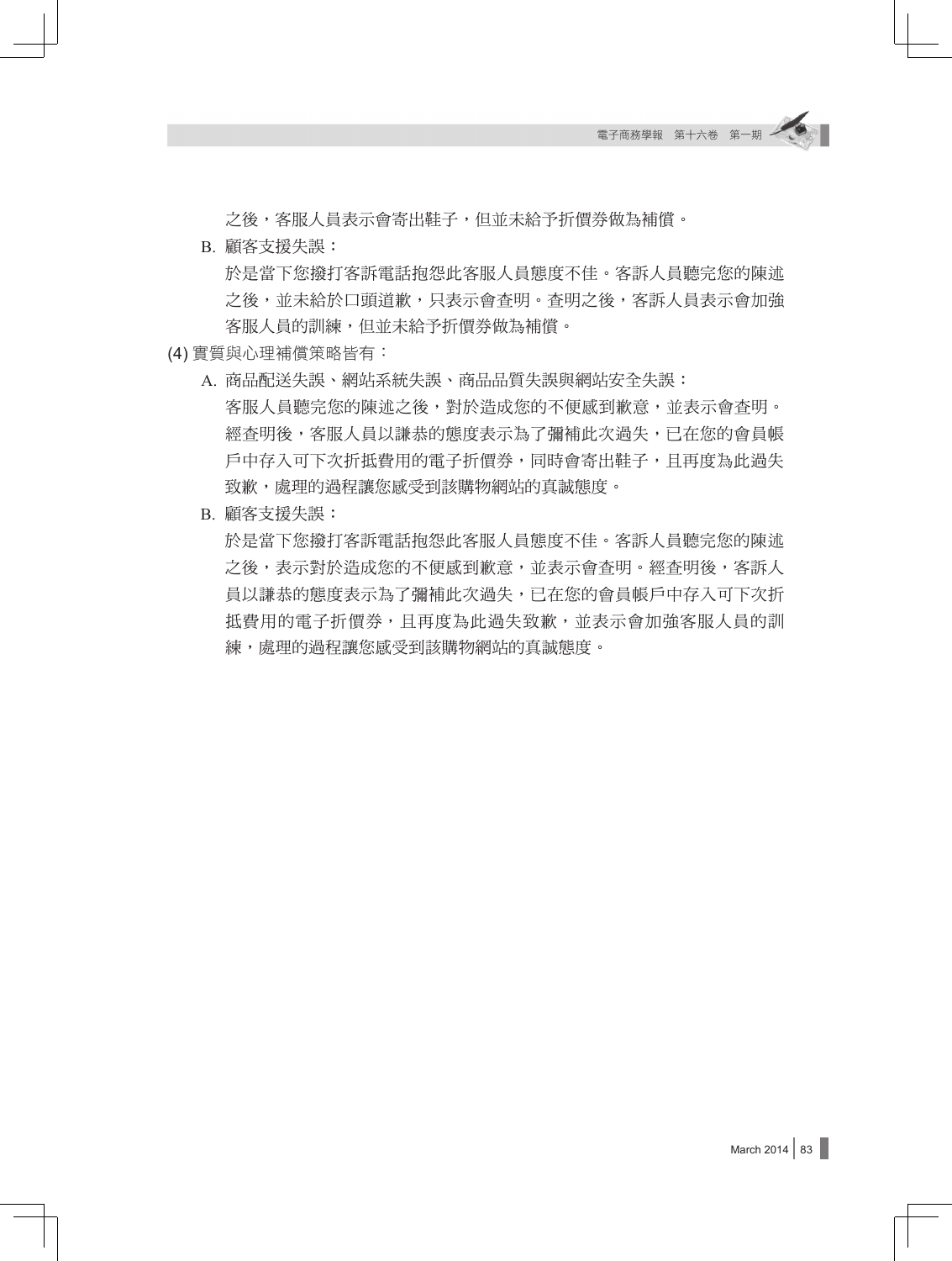之後，客服人員表示會寄出鞋子，但並未給予折價券做為補償。

B. 顧客支援失誤：

於是當下您撥打客訴電話抱怨此客服人員態度不佳。客訴人員聽完您的陳述之後，並未給於口頭道歉，只表示會查明。查明之後，客訴人員表示會加強客服人員的訓練，但並未給予折價券做為補償。

(4) 實質與心理補償策略皆有：

A. 商品配送失誤、網站系統失誤、商品品質失誤與網站安全失誤：

客服人員聽完您的陳述之後，對於造成您的不便感到歉意，並表示會查明。經查明後，客服人員以謙恭的態度表示為了彌補此次過失，已在您的會員帳戶中存入可下次折抵費用的電子折價券，同時會寄出鞋子，且再度為此過失致歉，處理的過程讓您感受到該購物網站的真誠態度。

B. 顧客支援失誤：

於是當下您撥打客訴電話抱怨此客服人員態度不佳。客訴人員聽完您的陳述之後，表示對於造成您的不便感到歉意，並表示會查明。經查明後，客訴人員以謙恭的態度表示為了彌補此次過失，已在您的會員帳戶中存入可下次折抵費用的電子折價券，且再度為此過失致歉，並表示會加強客服人員的訓練，處理的過程讓您感受到該購物網站的真誠態度。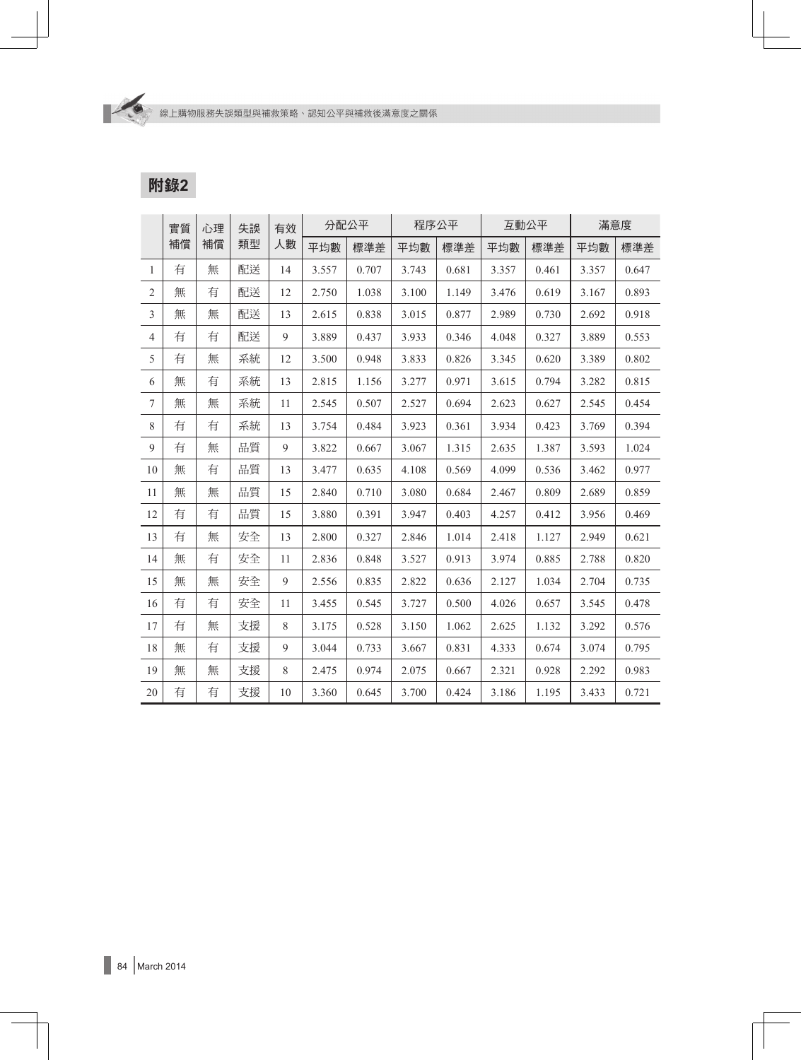## 附錄2

| | 實質補償 | 心理補償 | 失誤類型 | 有效人數 | 分配公平 | | 程序公平 | | 互動公平 | | 滿意度 | |
|---|---|---|---|---|---|---|---|---|---|---|---|---|
| | | | | | 平均數 | 標準差 | 平均數 | 標準差 | 平均數 | 標準差 | 平均數 | 標準差 |
| 1 | 有 | 無 | 配送 | 14 | 3.557 | 0.707 | 3.743 | 0.681 | 3.357 | 0.461 | 3.357 | 0.647 |
| 2 | 無 | 有 | 配送 | 12 | 2.750 | 1.038 | 3.100 | 1.149 | 3.476 | 0.619 | 3.167 | 0.893 |
| 3 | 無 | 無 | 配送 | 13 | 2.615 | 0.838 | 3.015 | 0.877 | 2.989 | 0.730 | 2.692 | 0.918 |
| 4 | 有 | 有 | 配送 | 9 | 3.889 | 0.437 | 3.933 | 0.346 | 4.048 | 0.327 | 3.889 | 0.553 |
| 5 | 有 | 無 | 系統 | 12 | 3.500 | 0.948 | 3.833 | 0.826 | 3.345 | 0.620 | 3.389 | 0.802 |
| 6 | 無 | 有 | 系統 | 13 | 2.815 | 1.156 | 3.277 | 0.971 | 3.615 | 0.794 | 3.282 | 0.815 |
| 7 | 無 | 無 | 系統 | 11 | 2.545 | 0.507 | 2.527 | 0.694 | 2.623 | 0.627 | 2.545 | 0.454 |
| 8 | 有 | 有 | 系統 | 13 | 3.754 | 0.484 | 3.923 | 0.361 | 3.934 | 0.423 | 3.769 | 0.394 |
| 9 | 有 | 無 | 品質 | 9 | 3.822 | 0.667 | 3.067 | 1.315 | 2.635 | 1.387 | 3.593 | 1.024 |
| 10 | 無 | 有 | 品質 | 13 | 3.477 | 0.635 | 4.108 | 0.569 | 4.099 | 0.536 | 3.462 | 0.977 |
| 11 | 無 | 無 | 品質 | 15 | 2.840 | 0.710 | 3.080 | 0.684 | 2.467 | 0.809 | 2.689 | 0.859 |
| 12 | 有 | 有 | 品質 | 15 | 3.880 | 0.391 | 3.947 | 0.403 | 4.257 | 0.412 | 3.956 | 0.469 |
| 13 | 有 | 無 | 安全 | 13 | 2.800 | 0.327 | 2.846 | 1.014 | 2.418 | 1.127 | 2.949 | 0.621 |
| 14 | 無 | 有 | 安全 | 11 | 2.836 | 0.848 | 3.527 | 0.913 | 3.974 | 0.885 | 2.788 | 0.820 |
| 15 | 無 | 無 | 安全 | 9 | 2.556 | 0.835 | 2.822 | 0.636 | 2.127 | 1.034 | 2.704 | 0.735 |
| 16 | 有 | 有 | 安全 | 11 | 3.455 | 0.545 | 3.727 | 0.500 | 4.026 | 0.657 | 3.545 | 0.478 |
| 17 | 有 | 無 | 支援 | 8 | 3.175 | 0.528 | 3.150 | 1.062 | 2.625 | 1.132 | 3.292 | 0.576 |
| 18 | 無 | 有 | 支援 | 9 | 3.044 | 0.733 | 3.667 | 0.831 | 4.333 | 0.674 | 3.074 | 0.795 |
| 19 | 無 | 無 | 支援 | 8 | 2.475 | 0.974 | 2.075 | 0.667 | 2.321 | 0.928 | 2.292 | 0.983 |
| 20 | 有 | 有 | 支援 | 10 | 3.360 | 0.645 | 3.700 | 0.424 | 3.186 | 1.195 | 3.433 | 0.721 |